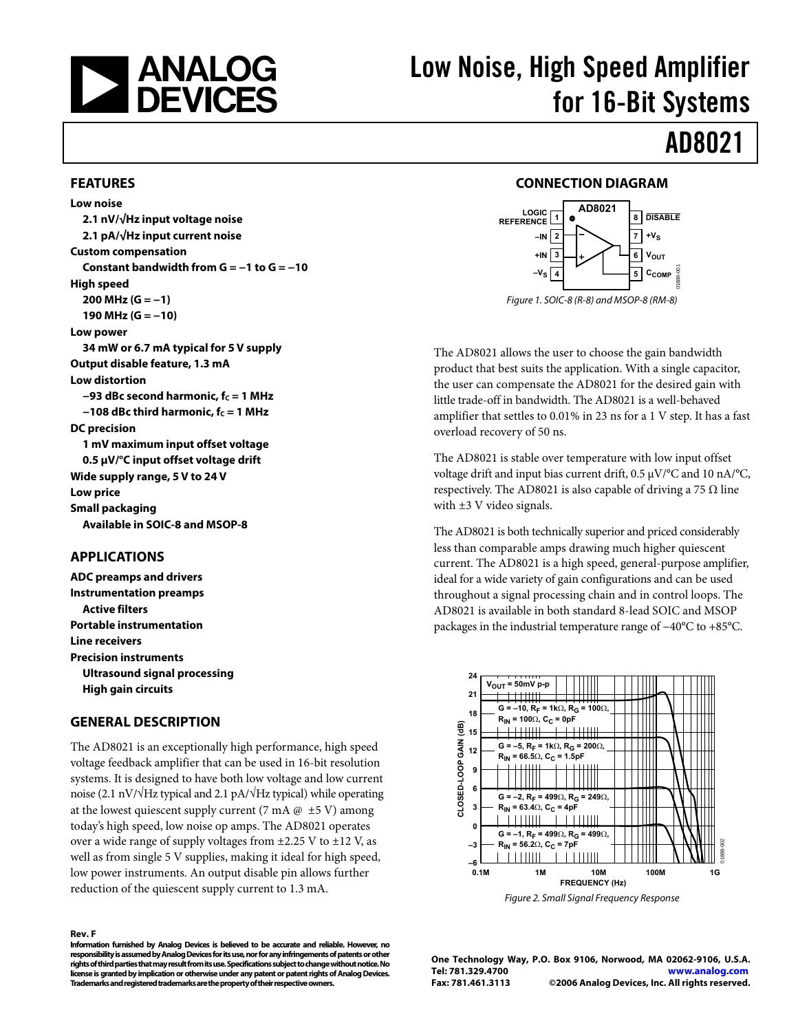# Low Noise, High Speed Amplifier for 16-Bit Systems

# AD8021

## FEATURES

**Low noise**
- **2.1 nV/√Hz input voltage noise**
- **2.1 pA/√Hz input current noise**

**Custom compensation**
- **Constant bandwidth from G = −1 to G = −10**

**High speed**
- **200 MHz (G = −1)**
- **190 MHz (G = −10)**

**Low power**
- **34 mW or 6.7 mA typical for 5 V supply**

**Output disable feature, 1.3 mA**

**Low distortion**
- **−93 dBc second harmonic, $f_C$ = 1 MHz**
- **−108 dBc third harmonic, $f_C$ = 1 MHz**

**DC precision**
- **1 mV maximum input offset voltage**
- **0.5 μV/°C input offset voltage drift**

**Wide supply range, 5 V to 24 V**

**Low price**

**Small packaging**
- **Available in SOIC-8 and MSOP-8**

## APPLICATIONS

**ADC preamps and drivers**

**Instrumentation preamps**
- **Active filters**

**Portable instrumentation**

**Line receivers**

**Precision instruments**
- **Ultrasound signal processing**
- **High gain circuits**

## GENERAL DESCRIPTION

The AD8021 is an exceptionally high performance, high speed voltage feedback amplifier that can be used in 16-bit resolution systems. It is designed to have both low voltage and low current noise (2.1 nV/√Hz typical and 2.1 pA/√Hz typical) while operating at the lowest quiescent supply current (7 mA @ ±5 V) among today's high speed, low noise op amps. The AD8021 operates over a wide range of supply voltages from ±2.25 V to ±12 V, as well as from single 5 V supplies, making it ideal for high speed, low power instruments. An output disable pin allows further reduction of the quiescent supply current to 1.3 mA.

## CONNECTION DIAGRAM

| Pin | Name | Pin | Name |
|---|---|---|---|
| 1 | LOGIC REFERENCE | 8 | $\overline{DISABLE}$ |
| 2 | −IN | 7 | $+V_S$ |
| 3 | +IN | 6 | $V_{OUT}$ |
| 4 | $-V_S$ | 5 | $C_{COMP}$ |

*Figure 1. SOIC-8 (R-8) and MSOP-8 (RM-8)*

The AD8021 allows the user to choose the gain bandwidth product that best suits the application. With a single capacitor, the user can compensate the AD8021 for the desired gain with little trade-off in bandwidth. The AD8021 is a well-behaved amplifier that settles to 0.01% in 23 ns for a 1 V step. It has a fast overload recovery of 50 ns.

The AD8021 is stable over temperature with low input offset voltage drift and input bias current drift, 0.5 μV/°C and 10 nA/°C, respectively. The AD8021 is also capable of driving a 75 Ω line with ±3 V video signals.

The AD8021 is both technically superior and priced considerably less than comparable amps drawing much higher quiescent current. The AD8021 is a high speed, general-purpose amplifier, ideal for a wide variety of gain configurations and can be used throughout a signal processing chain and in control loops. The AD8021 is available in both standard 8-lead SOIC and MSOP packages in the industrial temperature range of −40°C to +85°C.

*Figure 2. Small Signal Frequency Response* ($V_{OUT}$ = 50mV p-p; G = −10, $R_F$ = 1kΩ, $R_G$ = 100Ω, $R_{IN}$ = 100Ω, $C_C$ = 0pF; G = −5, $R_F$ = 1kΩ, $R_G$ = 200Ω, $R_{IN}$ = 66.5Ω, $C_C$ = 1.5pF; G = −2, $R_F$ = 499Ω, $R_G$ = 249Ω, $R_{IN}$ = 63.4Ω, $C_C$ = 4pF; G = −1, $R_F$ = 499Ω, $R_G$ = 499Ω, $R_{IN}$ = 56.2Ω, $C_C$ = 7pF)

**Rev. F**

**Information furnished by Analog Devices is believed to be accurate and reliable. However, no responsibility is assumed by Analog Devices for its use, nor for any infringements of patents or other rights of third parties that may result from its use. Specifications subject to change without notice. No license is granted by implication or otherwise under any patent or patent rights of Analog Devices. Trademarks and registered trademarks are the property of their respective owners.**

**One Technology Way, P.O. Box 9106, Norwood, MA 02062-9106, U.S.A.**
**Tel: 781.329.4700 www.analog.com**
**Fax: 781.461.3113 ©2006 Analog Devices, Inc. All rights reserved.**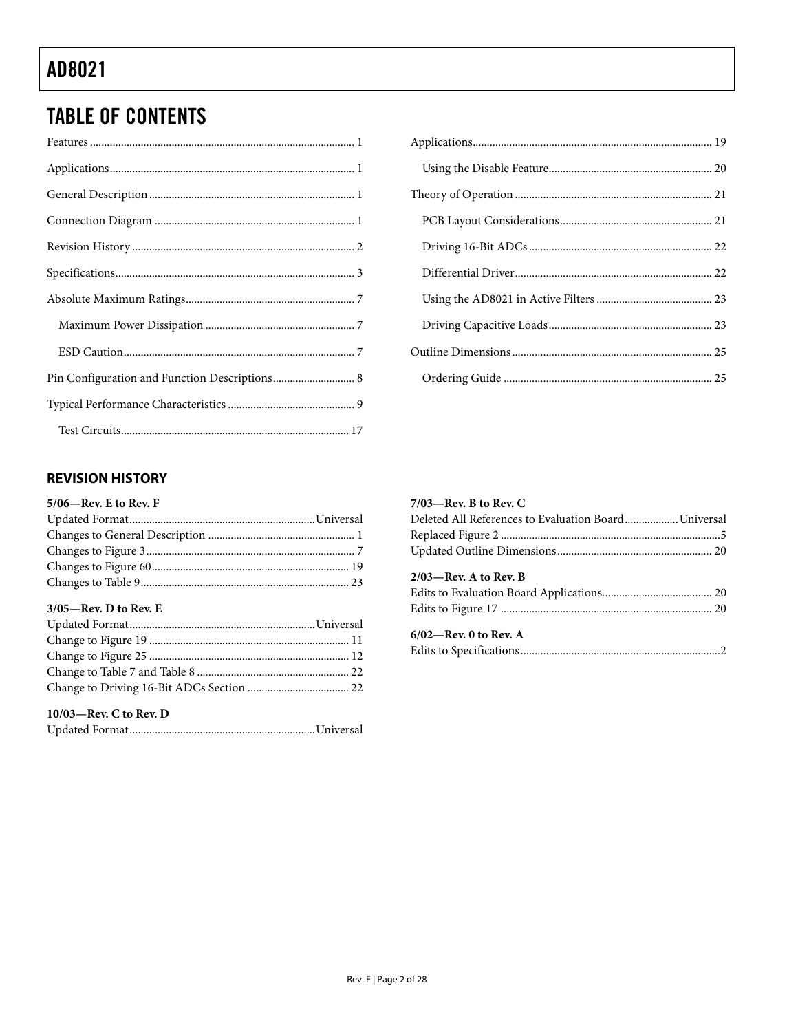## TABLE OF CONTENTS

Features .......... 1

Applications .......... 1

General Description .......... 1

Connection Diagram .......... 1

Revision History .......... 2

Specifications .......... 3

Absolute Maximum Ratings .......... 7

- Maximum Power Dissipation .......... 7
- ESD Caution .......... 7

Pin Configuration and Function Descriptions .......... 8

Typical Performance Characteristics .......... 9

- Test Circuits .......... 17

Applications .......... 19

- Using the Disable Feature .......... 20

Theory of Operation .......... 21

- PCB Layout Considerations .......... 21
- Driving 16-Bit ADCs .......... 22
- Differential Driver .......... 22
- Using the AD8021 in Active Filters .......... 23
- Driving Capacitive Loads .......... 23

Outline Dimensions .......... 25

- Ordering Guide .......... 25

### REVISION HISTORY

**5/06—Rev. E to Rev. F**

Updated Format .......... Universal
Changes to General Description .......... 1
Changes to Figure 3 .......... 7
Changes to Figure 60 .......... 19
Changes to Table 9 .......... 23

**3/05—Rev. D to Rev. E**

Updated Format .......... Universal
Change to Figure 19 .......... 11
Change to Figure 25 .......... 12
Change to Table 7 and Table 8 .......... 22
Change to Driving 16-Bit ADCs Section .......... 22

**10/03—Rev. C to Rev. D**

Updated Format .......... Universal

**7/03—Rev. B to Rev. C**

Deleted All References to Evaluation Board .......... Universal
Replaced Figure 2 .......... 5
Updated Outline Dimensions .......... 20

**2/03—Rev. A to Rev. B**

Edits to Evaluation Board Applications .......... 20
Edits to Figure 17 .......... 20

**6/02—Rev. 0 to Rev. A**

Edits to Specifications .......... 2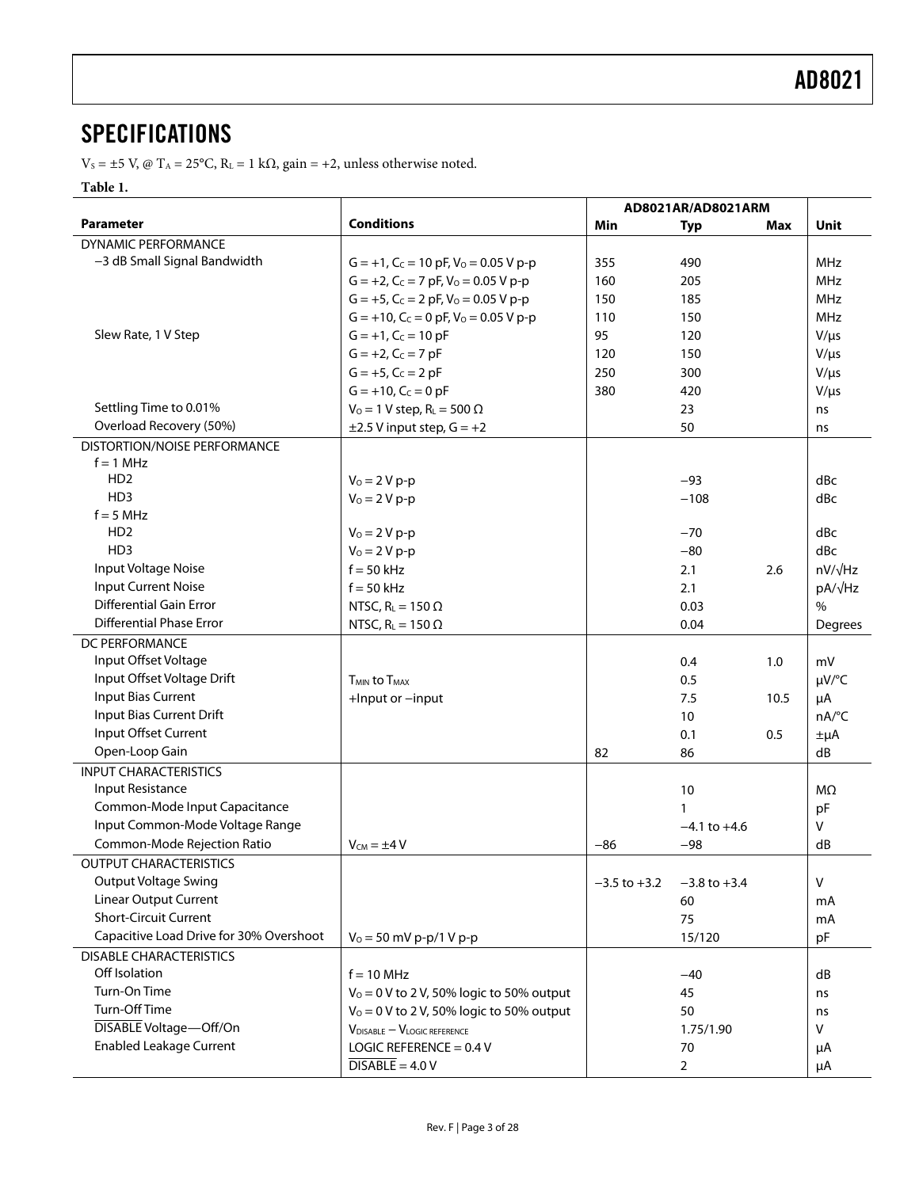## SPECIFICATIONS

$V_S = \pm5$ V, @ $T_A = 25°C$, $R_L = 1$ kΩ, gain = +2, unless otherwise noted.

**Table 1.**

| Parameter | Conditions | AD8021AR/AD8021ARM | | | Unit |
|---|---|---|---|---|---|
| | | Min | Typ | Max | |
| DYNAMIC PERFORMANCE | | | | | |
| −3 dB Small Signal Bandwidth | G = +1, $C_C$ = 10 pF, $V_O$ = 0.05 V p-p | 355 | 490 | | MHz |
| | G = +2, $C_C$ = 7 pF, $V_O$ = 0.05 V p-p | 160 | 205 | | MHz |
| | G = +5, $C_C$ = 2 pF, $V_O$ = 0.05 V p-p | 150 | 185 | | MHz |
| | G = +10, $C_C$ = 0 pF, $V_O$ = 0.05 V p-p | 110 | 150 | | MHz |
| Slew Rate, 1 V Step | G = +1, $C_C$ = 10 pF | 95 | 120 | | V/μs |
| | G = +2, $C_C$ = 7 pF | 120 | 150 | | V/μs |
| | G = +5, $C_C$ = 2 pF | 250 | 300 | | V/μs |
| | G = +10, $C_C$ = 0 pF | 380 | 420 | | V/μs |
| Settling Time to 0.01% | $V_O$ = 1 V step, $R_L$ = 500 Ω | | 23 | | ns |
| Overload Recovery (50%) | ±2.5 V input step, G = +2 | | 50 | | ns |
| DISTORTION/NOISE PERFORMANCE | | | | | |
| f = 1 MHz | | | | | |
| HD2 | $V_O$ = 2 V p-p | | −93 | | dBc |
| HD3 | $V_O$ = 2 V p-p | | −108 | | dBc |
| f = 5 MHz | | | | | |
| HD2 | $V_O$ = 2 V p-p | | −70 | | dBc |
| HD3 | $V_O$ = 2 V p-p | | −80 | | dBc |
| Input Voltage Noise | f = 50 kHz | | 2.1 | 2.6 | nV/√Hz |
| Input Current Noise | f = 50 kHz | | 2.1 | | pA/√Hz |
| Differential Gain Error | NTSC, $R_L$ = 150 Ω | | 0.03 | | % |
| Differential Phase Error | NTSC, $R_L$ = 150 Ω | | 0.04 | | Degrees |
| DC PERFORMANCE | | | | | |
| Input Offset Voltage | | | 0.4 | 1.0 | mV |
| Input Offset Voltage Drift | $T_{MIN}$ to $T_{MAX}$ | | 0.5 | | μV/°C |
| Input Bias Current | +Input or −input | | 7.5 | 10.5 | μA |
| Input Bias Current Drift | | | 10 | | nA/°C |
| Input Offset Current | | | 0.1 | 0.5 | ±μA |
| Open-Loop Gain | | 82 | 86 | | dB |
| INPUT CHARACTERISTICS | | | | | |
| Input Resistance | | | 10 | | MΩ |
| Common-Mode Input Capacitance | | | 1 | | pF |
| Input Common-Mode Voltage Range | | | −4.1 to +4.6 | | V |
| Common-Mode Rejection Ratio | $V_{CM}$ = ±4 V | −86 | −98 | | dB |
| OUTPUT CHARACTERISTICS | | | | | |
| Output Voltage Swing | | −3.5 to +3.2 | −3.8 to +3.4 | | V |
| Linear Output Current | | | 60 | | mA |
| Short-Circuit Current | | | 75 | | mA |
| Capacitive Load Drive for 30% Overshoot | $V_O$ = 50 mV p-p/1 V p-p | | 15/120 | | pF |
| DISABLE CHARACTERISTICS | | | | | |
| Off Isolation | f = 10 MHz | | −40 | | dB |
| Turn-On Time | $V_O$ = 0 V to 2 V, 50% logic to 50% output | | 45 | | ns |
| Turn-Off Time | $V_O$ = 0 V to 2 V, 50% logic to 50% output | | 50 | | ns |
| $\overline{\text{DISABLE}}$ Voltage—Off/On | $V_{DISABLE} - V_{LOGIC\ REFERENCE}$ | | 1.75/1.90 | | V |
| Enabled Leakage Current | LOGIC REFERENCE = 0.4 V | | 70 | | μA |
| | $\overline{\text{DISABLE}}$ = 4.0 V | | 2 | | μA |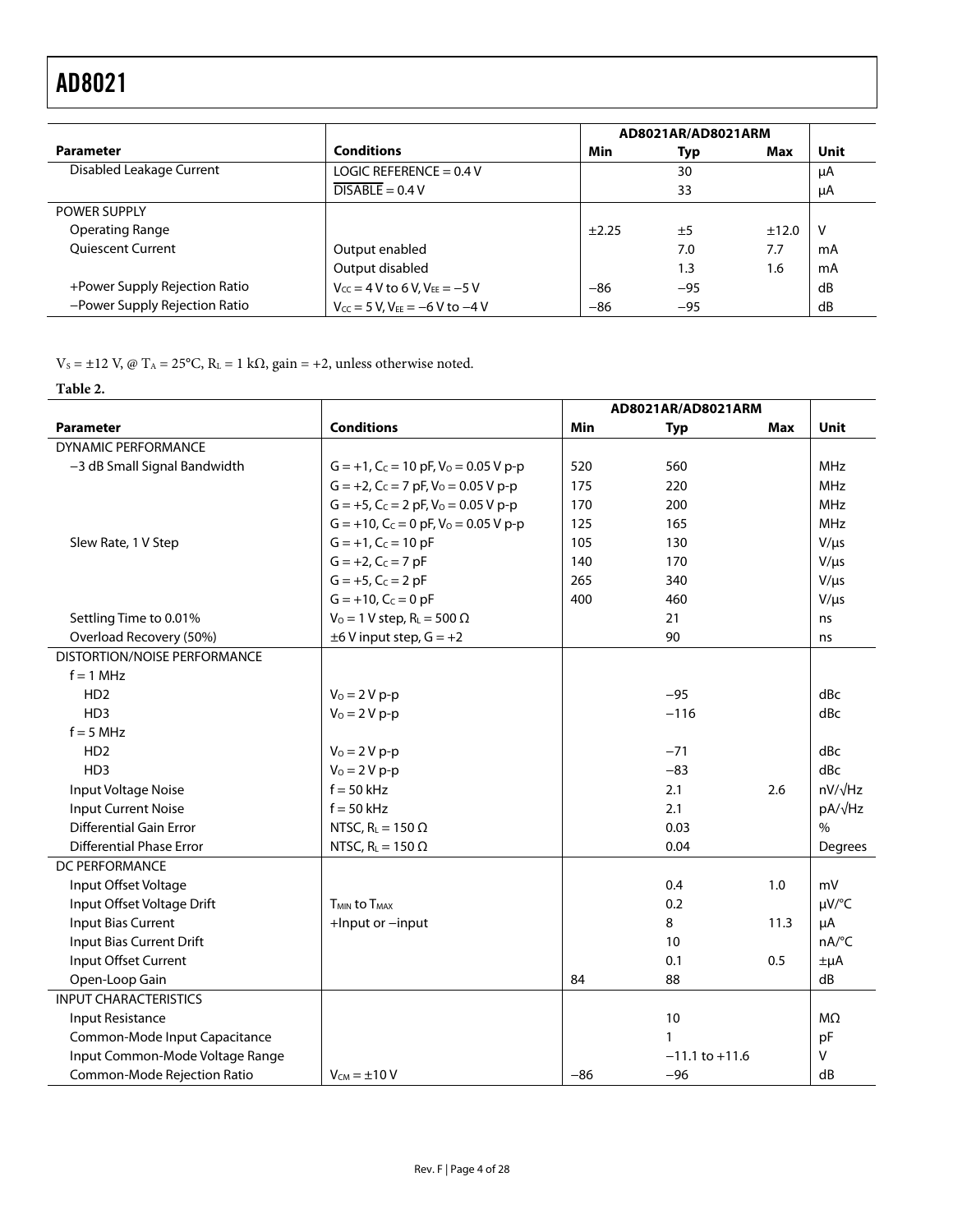| Parameter | Conditions | AD8021AR/AD8021ARM | | | Unit |
|---|---|---|---|---|---|
| | | Min | Typ | Max | |
| Disabled Leakage Current | LOGIC REFERENCE = 0.4 V | | 30 | | μA |
| | $\overline{DISABLE}$ = 0.4 V | | 33 | | μA |
| POWER SUPPLY | | | | | |
| Operating Range | | ±2.25 | ±5 | ±12.0 | V |
| Quiescent Current | Output enabled | | 7.0 | 7.7 | mA |
| | Output disabled | | 1.3 | 1.6 | mA |
| +Power Supply Rejection Ratio | $V_{CC}$ = 4 V to 6 V, $V_{EE}$ = −5 V | −86 | −95 | | dB |
| −Power Supply Rejection Ratio | $V_{CC}$ = 5 V, $V_{EE}$ = −6 V to −4 V | −86 | −95 | | dB |

$V_S$ = ±12 V, @ $T_A$ = 25°C, $R_L$ = 1 kΩ, gain = +2, unless otherwise noted.

**Table 2.**

| Parameter | Conditions | AD8021AR/AD8021ARM | | | Unit |
|---|---|---|---|---|---|
| | | Min | Typ | Max | |
| DYNAMIC PERFORMANCE | | | | | |
| −3 dB Small Signal Bandwidth | G = +1, $C_C$ = 10 pF, $V_O$ = 0.05 V p-p | 520 | 560 | | MHz |
| | G = +2, $C_C$ = 7 pF, $V_O$ = 0.05 V p-p | 175 | 220 | | MHz |
| | G = +5, $C_C$ = 2 pF, $V_O$ = 0.05 V p-p | 170 | 200 | | MHz |
| | G = +10, $C_C$ = 0 pF, $V_O$ = 0.05 V p-p | 125 | 165 | | MHz |
| Slew Rate, 1 V Step | G = +1, $C_C$ = 10 pF | 105 | 130 | | V/μs |
| | G = +2, $C_C$ = 7 pF | 140 | 170 | | V/μs |
| | G = +5, $C_C$ = 2 pF | 265 | 340 | | V/μs |
| | G = +10, $C_C$ = 0 pF | 400 | 460 | | V/μs |
| Settling Time to 0.01% | $V_O$ = 1 V step, $R_L$ = 500 Ω | | 21 | | ns |
| Overload Recovery (50%) | ±6 V input step, G = +2 | | 90 | | ns |
| DISTORTION/NOISE PERFORMANCE | | | | | |
| f = 1 MHz | | | | | |
| HD2 | $V_O$ = 2 V p-p | | −95 | | dBc |
| HD3 | $V_O$ = 2 V p-p | | −116 | | dBc |
| f = 5 MHz | | | | | |
| HD2 | $V_O$ = 2 V p-p | | −71 | | dBc |
| HD3 | $V_O$ = 2 V p-p | | −83 | | dBc |
| Input Voltage Noise | f = 50 kHz | | 2.1 | 2.6 | nV/√Hz |
| Input Current Noise | f = 50 kHz | | 2.1 | | pA/√Hz |
| Differential Gain Error | NTSC, $R_L$ = 150 Ω | | 0.03 | | % |
| Differential Phase Error | NTSC, $R_L$ = 150 Ω | | 0.04 | | Degrees |
| DC PERFORMANCE | | | | | |
| Input Offset Voltage | | | 0.4 | 1.0 | mV |
| Input Offset Voltage Drift | $T_{MIN}$ to $T_{MAX}$ | | 0.2 | | μV/°C |
| Input Bias Current | +Input or −input | | 8 | 11.3 | μA |
| Input Bias Current Drift | | | 10 | | nA/°C |
| Input Offset Current | | | 0.1 | 0.5 | ±μA |
| Open-Loop Gain | | 84 | 88 | | dB |
| INPUT CHARACTERISTICS | | | | | |
| Input Resistance | | | 10 | | MΩ |
| Common-Mode Input Capacitance | | | 1 | | pF |
| Input Common-Mode Voltage Range | | | −11.1 to +11.6 | | V |
| Common-Mode Rejection Ratio | $V_{CM}$ = ±10 V | −86 | −96 | | dB |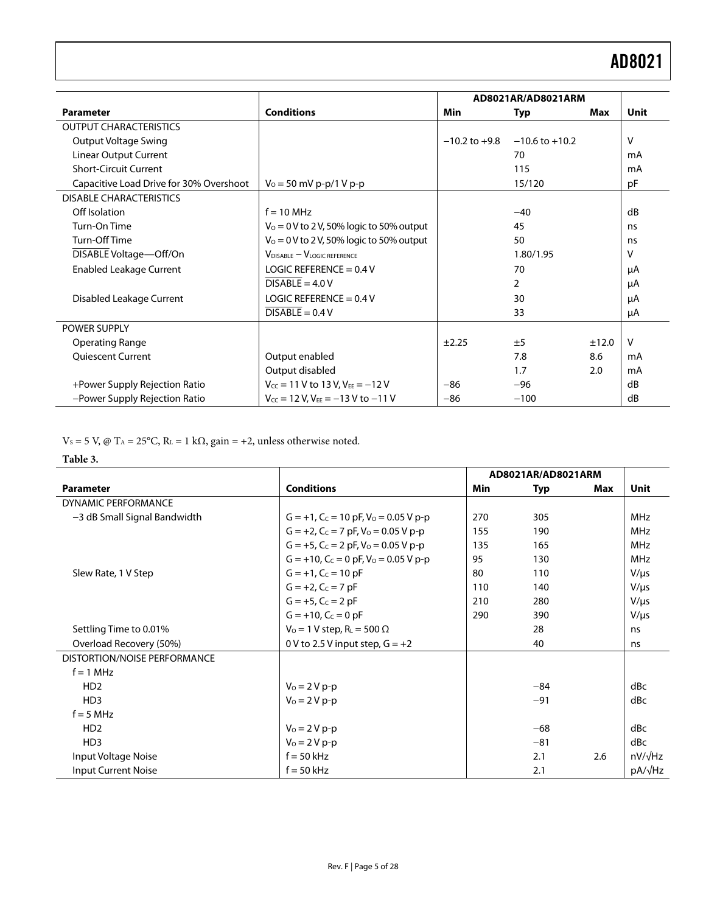| Parameter | Conditions | AD8021AR/AD8021ARM | | | Unit |
|---|---|---|---|---|---|
| | | Min | Typ | Max | |
| OUTPUT CHARACTERISTICS | | | | | |
| Output Voltage Swing | | −10.2 to +9.8 | −10.6 to +10.2 | | V |
| Linear Output Current | | | 70 | | mA |
| Short-Circuit Current | | | 115 | | mA |
| Capacitive Load Drive for 30% Overshoot | $V_O$ = 50 mV p-p/1 V p-p | | 15/120 | | pF |
| DISABLE CHARACTERISTICS | | | | | |
| Off Isolation | f = 10 MHz | | −40 | | dB |
| Turn-On Time | $V_O$ = 0 V to 2 V, 50% logic to 50% output | | 45 | | ns |
| Turn-Off Time | $V_O$ = 0 V to 2 V, 50% logic to 50% output | | 50 | | ns |
| $\overline{\text{DISABLE}}$ Voltage—Off/On | $V_{DISABLE} - V_{LOGIC\ REFERENCE}$ | | 1.80/1.95 | | V |
| Enabled Leakage Current | LOGIC REFERENCE = 0.4 V | | 70 | | μA |
| | $\overline{\text{DISABLE}}$ = 4.0 V | | 2 | | μA |
| Disabled Leakage Current | LOGIC REFERENCE = 0.4 V | | 30 | | μA |
| | $\overline{\text{DISABLE}}$ = 0.4 V | | 33 | | μA |
| POWER SUPPLY | | | | | |
| Operating Range | | ±2.25 | ±5 | ±12.0 | V |
| Quiescent Current | Output enabled | | 7.8 | 8.6 | mA |
| | Output disabled | | 1.7 | 2.0 | mA |
| +Power Supply Rejection Ratio | $V_{CC}$ = 11 V to 13 V, $V_{EE}$ = −12 V | −86 | −96 | | dB |
| −Power Supply Rejection Ratio | $V_{CC}$ = 12 V, $V_{EE}$ = −13 V to −11 V | −86 | −100 | | dB |

$V_S$ = 5 V, @ $T_A$ = 25°C, $R_L$ = 1 kΩ, gain = +2, unless otherwise noted.

**Table 3.**

| Parameter | Conditions | AD8021AR/AD8021ARM | | | Unit |
|---|---|---|---|---|---|
| | | Min | Typ | Max | |
| DYNAMIC PERFORMANCE | | | | | |
| −3 dB Small Signal Bandwidth | G = +1, $C_C$ = 10 pF, $V_O$ = 0.05 V p-p | 270 | 305 | | MHz |
| | G = +2, $C_C$ = 7 pF, $V_O$ = 0.05 V p-p | 155 | 190 | | MHz |
| | G = +5, $C_C$ = 2 pF, $V_O$ = 0.05 V p-p | 135 | 165 | | MHz |
| | G = +10, $C_C$ = 0 pF, $V_O$ = 0.05 V p-p | 95 | 130 | | MHz |
| Slew Rate, 1 V Step | G = +1, $C_C$ = 10 pF | 80 | 110 | | V/μs |
| | G = +2, $C_C$ = 7 pF | 110 | 140 | | V/μs |
| | G = +5, $C_C$ = 2 pF | 210 | 280 | | V/μs |
| | G = +10, $C_C$ = 0 pF | 290 | 390 | | V/μs |
| Settling Time to 0.01% | $V_O$ = 1 V step, $R_L$ = 500 Ω | | 28 | | ns |
| Overload Recovery (50%) | 0 V to 2.5 V input step, G = +2 | | 40 | | ns |
| DISTORTION/NOISE PERFORMANCE | | | | | |
| f = 1 MHz | | | | | |
| HD2 | $V_O$ = 2 V p-p | | −84 | | dBc |
| HD3 | $V_O$ = 2 V p-p | | −91 | | dBc |
| f = 5 MHz | | | | | |
| HD2 | $V_O$ = 2 V p-p | | −68 | | dBc |
| HD3 | $V_O$ = 2 V p-p | | −81 | | dBc |
| Input Voltage Noise | f = 50 kHz | | 2.1 | 2.6 | nV/√Hz |
| Input Current Noise | f = 50 kHz | | 2.1 | | pA/√Hz |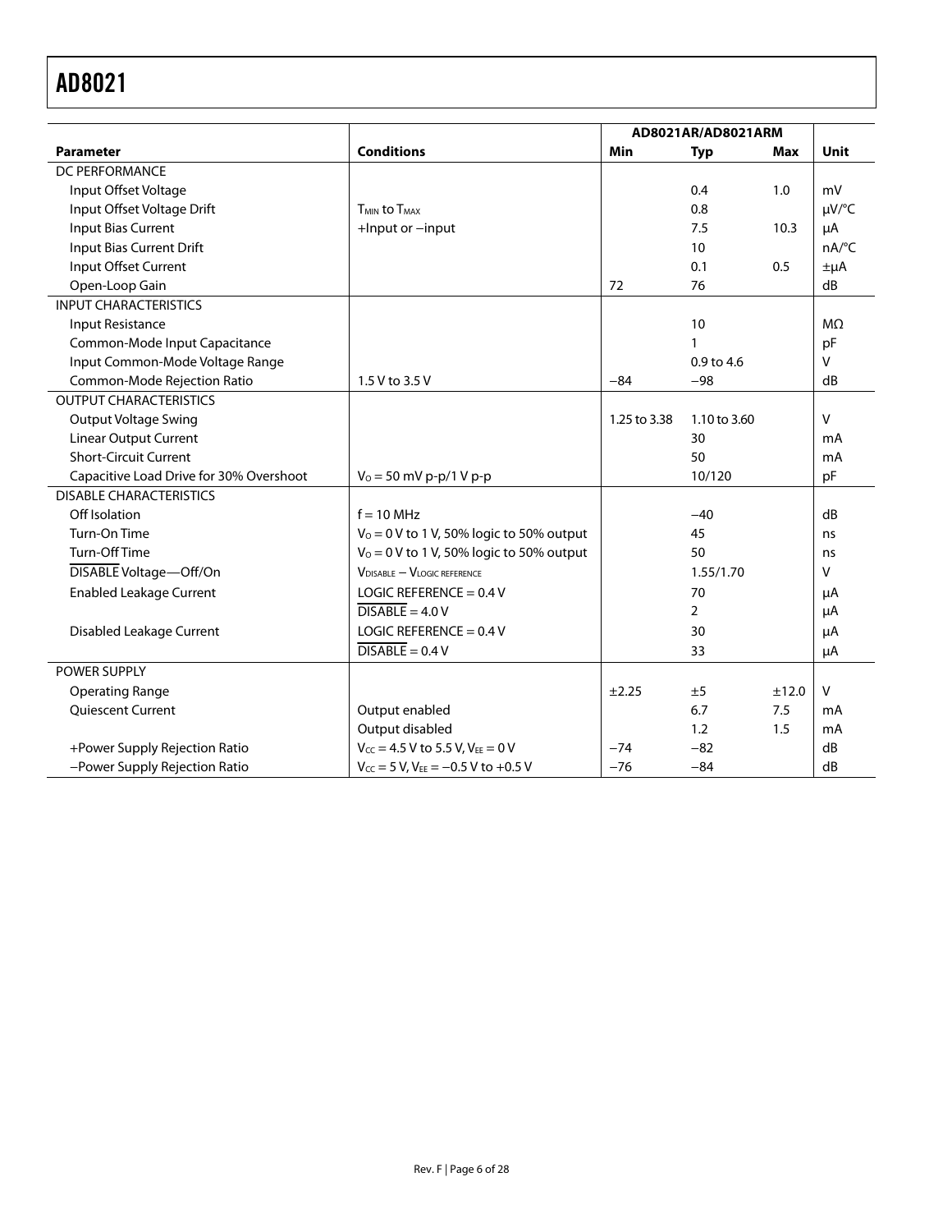| Parameter | Conditions | AD8021AR/AD8021ARM Min | Typ | Max | Unit |
|---|---|---|---|---|---|
| DC PERFORMANCE | | | | | |
| Input Offset Voltage | | | 0.4 | 1.0 | mV |
| Input Offset Voltage Drift | $T_{MIN}$ to $T_{MAX}$ | | 0.8 | | µV/°C |
| Input Bias Current | +Input or −input | | 7.5 | 10.3 | µA |
| Input Bias Current Drift | | | 10 | | nA/°C |
| Input Offset Current | | | 0.1 | 0.5 | ±µA |
| Open-Loop Gain | | 72 | 76 | | dB |
| INPUT CHARACTERISTICS | | | | | |
| Input Resistance | | | 10 | | MΩ |
| Common-Mode Input Capacitance | | | 1 | | pF |
| Input Common-Mode Voltage Range | | | 0.9 to 4.6 | | V |
| Common-Mode Rejection Ratio | 1.5 V to 3.5 V | −84 | −98 | | dB |
| OUTPUT CHARACTERISTICS | | | | | |
| Output Voltage Swing | | 1.25 to 3.38 | 1.10 to 3.60 | | V |
| Linear Output Current | | | 30 | | mA |
| Short-Circuit Current | | | 50 | | mA |
| Capacitive Load Drive for 30% Overshoot | $V_O$ = 50 mV p-p/1 V p-p | | 10/120 | | pF |
| DISABLE CHARACTERISTICS | | | | | |
| Off Isolation | f = 10 MHz | | −40 | | dB |
| Turn-On Time | $V_O$ = 0 V to 1 V, 50% logic to 50% output | | 45 | | ns |
| Turn-Off Time | $V_O$ = 0 V to 1 V, 50% logic to 50% output | | 50 | | ns |
| $\overline{\text{DISABLE}}$ Voltage—Off/On | $V_{DISABLE} - V_{LOGIC\ REFERENCE}$ | | 1.55/1.70 | | V |
| Enabled Leakage Current | LOGIC REFERENCE = 0.4 V | | 70 | | µA |
| | $\overline{\text{DISABLE}}$ = 4.0 V | | 2 | | µA |
| Disabled Leakage Current | LOGIC REFERENCE = 0.4 V | | 30 | | µA |
| | $\overline{\text{DISABLE}}$ = 0.4 V | | 33 | | µA |
| POWER SUPPLY | | | | | |
| Operating Range | | ±2.25 | ±5 | ±12.0 | V |
| Quiescent Current | Output enabled | | 6.7 | 7.5 | mA |
| | Output disabled | | 1.2 | 1.5 | mA |
| +Power Supply Rejection Ratio | $V_{CC}$ = 4.5 V to 5.5 V, $V_{EE}$ = 0 V | −74 | −82 | | dB |
| −Power Supply Rejection Ratio | $V_{CC}$ = 5 V, $V_{EE}$ = −0.5 V to +0.5 V | −76 | −84 | | dB |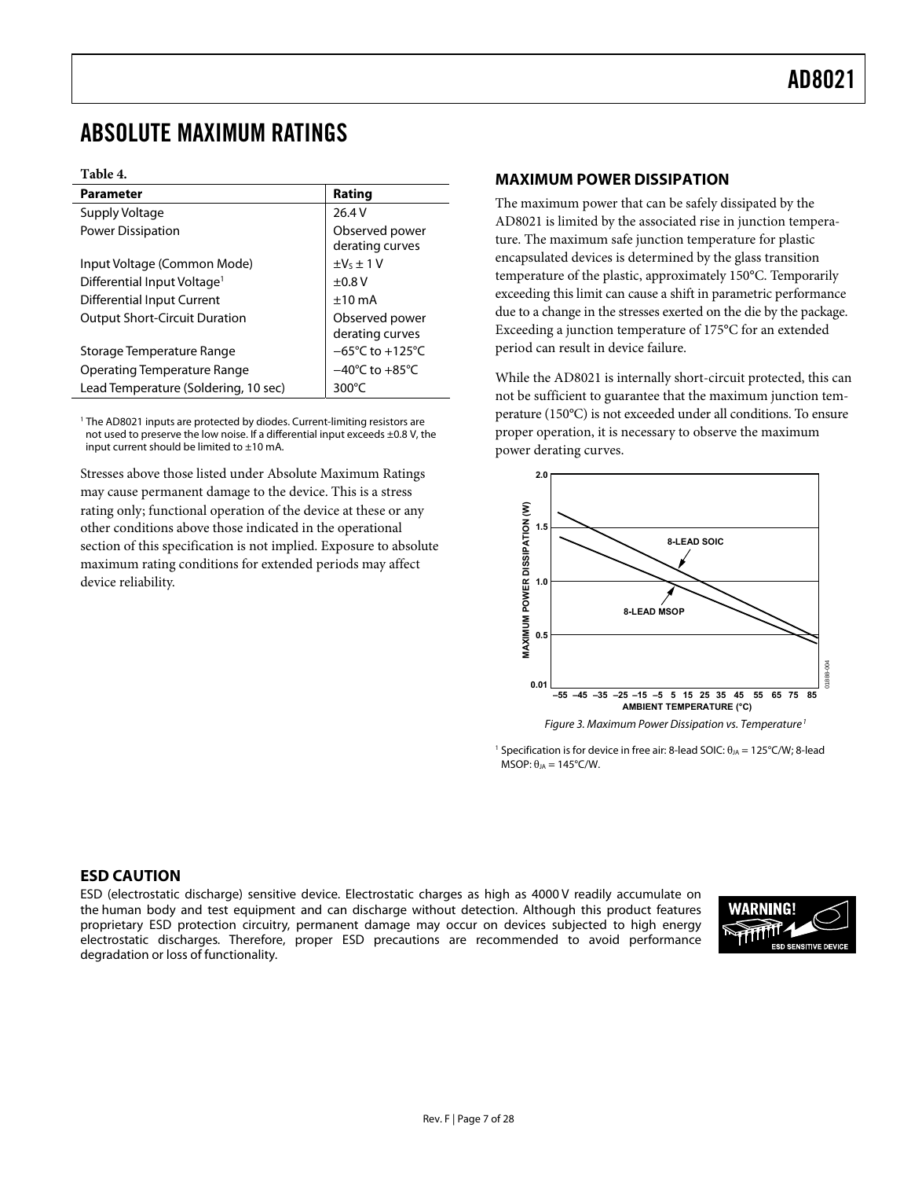# ABSOLUTE MAXIMUM RATINGS

**Table 4.**

| Parameter | Rating |
|---|---|
| Supply Voltage | 26.4 V |
| Power Dissipation | Observed power derating curves |
| Input Voltage (Common Mode) | $\pm V_S \pm 1$ V |
| Differential Input Voltage[1] | ±0.8 V |
| Differential Input Current | ±10 mA |
| Output Short-Circuit Duration | Observed power derating curves |
| Storage Temperature Range | −65°C to +125°C |
| Operating Temperature Range | −40°C to +85°C |
| Lead Temperature (Soldering, 10 sec) | 300°C |

[1] The AD8021 inputs are protected by diodes. Current-limiting resistors are not used to preserve the low noise. If a differential input exceeds ±0.8 V, the input current should be limited to ±10 mA.

Stresses above those listed under Absolute Maximum Ratings may cause permanent damage to the device. This is a stress rating only; functional operation of the device at these or any other conditions above those indicated in the operational section of this specification is not implied. Exposure to absolute maximum rating conditions for extended periods may affect device reliability.

## MAXIMUM POWER DISSIPATION

The maximum power that can be safely dissipated by the AD8021 is limited by the associated rise in junction temperature. The maximum safe junction temperature for plastic encapsulated devices is determined by the glass transition temperature of the plastic, approximately 150°C. Temporarily exceeding this limit can cause a shift in parametric performance due to a change in the stresses exerted on the die by the package. Exceeding a junction temperature of 175°C for an extended period can result in device failure.

While the AD8021 is internally short-circuit protected, this can not be sufficient to guarantee that the maximum junction temperature (150°C) is not exceeded under all conditions. To ensure proper operation, it is necessary to observe the maximum power derating curves.

*Figure 3. Maximum Power Dissipation vs. Temperature[1]*

[1] Specification is for device in free air: 8-lead SOIC: $\theta_{JA}$ = 125°C/W; 8-lead MSOP: $\theta_{JA}$ = 145°C/W.

## ESD CAUTION

ESD (electrostatic discharge) sensitive device. Electrostatic charges as high as 4000 V readily accumulate on the human body and test equipment and can discharge without detection. Although this product features proprietary ESD protection circuitry, permanent damage may occur on devices subjected to high energy electrostatic discharges. Therefore, proper ESD precautions are recommended to avoid performance degradation or loss of functionality.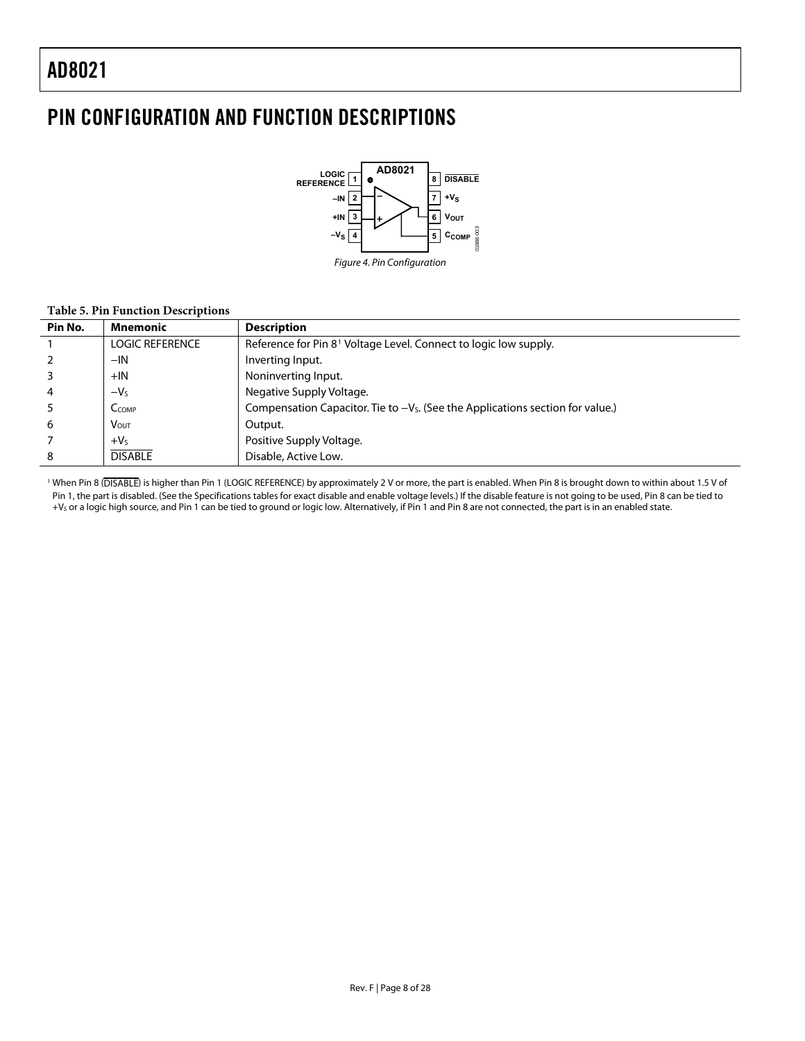# PIN CONFIGURATION AND FUNCTION DESCRIPTIONS

Figure 4. Pin Configuration

**Table 5. Pin Function Descriptions**

| Pin No. | Mnemonic | Description |
|---|---|---|
| 1 | LOGIC REFERENCE | Reference for Pin 8[1] Voltage Level. Connect to logic low supply. |
| 2 | −IN | Inverting Input. |
| 3 | +IN | Noninverting Input. |
| 4 | $-V_S$ | Negative Supply Voltage. |
| 5 | $C_{COMP}$ | Compensation Capacitor. Tie to $-V_S$. (See the Applications section for value.) |
| 6 | $V_{OUT}$ | Output. |
| 7 | $+V_S$ | Positive Supply Voltage. |
| 8 | $\overline{DISABLE}$ | Disable, Active Low. |

[1] When Pin 8 ($\overline{DISABLE}$) is higher than Pin 1 (LOGIC REFERENCE) by approximately 2 V or more, the part is enabled. When Pin 8 is brought down to within about 1.5 V of Pin 1, the part is disabled. (See the Specifications tables for exact disable and enable voltage levels.) If the disable feature is not going to be used, Pin 8 can be tied to $+V_S$ or a logic high source, and Pin 1 can be tied to ground or logic low. Alternatively, if Pin 1 and Pin 8 are not connected, the part is in an enabled state.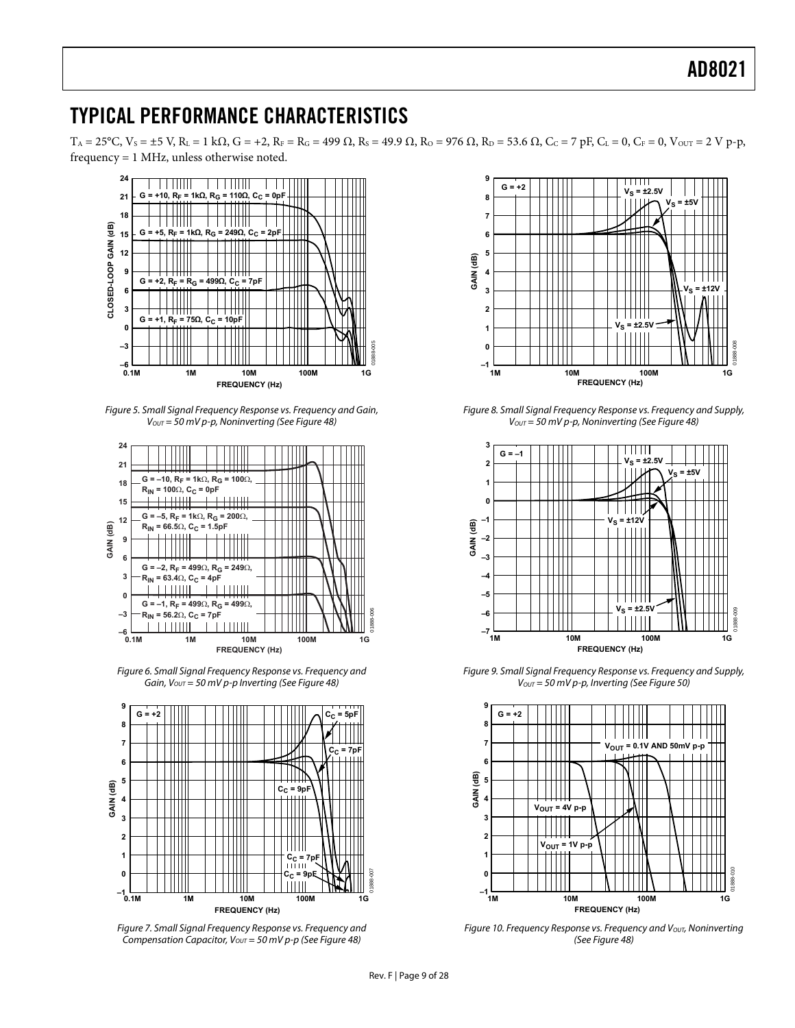## TYPICAL PERFORMANCE CHARACTERISTICS

$T_A = 25°C$, $V_S = ±5$ V, $R_L = 1$ kΩ, G = +2, $R_F = R_G = 499$ Ω, $R_S = 49.9$ Ω, $R_O = 976$ Ω, $R_D = 53.6$ Ω, $C_C = 7$ pF, $C_L = 0$, $C_F = 0$, $V_{OUT} = 2$ V p-p, frequency = 1 MHz, unless otherwise noted.

*Figure 5. Small Signal Frequency Response vs. Frequency and Gain, $V_{OUT} = 50$ mV p-p, Noninverting (See Figure 48)*

*Figure 6. Small Signal Frequency Response vs. Frequency and Gain, $V_{OUT} = 50$ mV p-p Inverting (See Figure 48)*

*Figure 7. Small Signal Frequency Response vs. Frequency and Compensation Capacitor, $V_{OUT} = 50$ mV p-p (See Figure 48)*

*Figure 8. Small Signal Frequency Response vs. Frequency and Supply, $V_{OUT} = 50$ mV p-p, Noninverting (See Figure 48)*

*Figure 9. Small Signal Frequency Response vs. Frequency and Supply, $V_{OUT} = 50$ mV p-p, Inverting (See Figure 50)*

*Figure 10. Frequency Response vs. Frequency and $V_{OUT}$, Noninverting (See Figure 48)*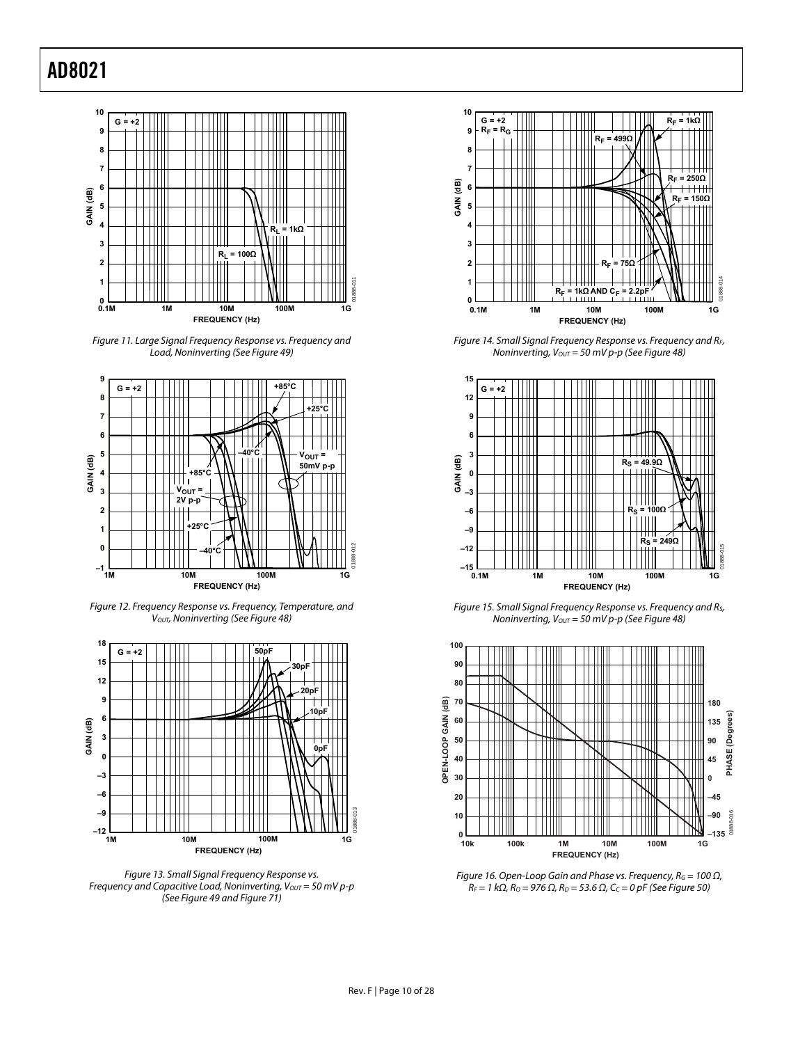Figure 11. Large Signal Frequency Response vs. Frequency and Load, Noninverting (See Figure 49)

Figure 12. Frequency Response vs. Frequency, Temperature, and $V_{OUT}$, Noninverting (See Figure 48)

Figure 13. Small Signal Frequency Response vs. Frequency and Capacitive Load, Noninverting, $V_{OUT}$ = 50 mV p-p (See Figure 49 and Figure 71)

Figure 14. Small Signal Frequency Response vs. Frequency and $R_F$, Noninverting, $V_{OUT}$ = 50 mV p-p (See Figure 48)

Figure 15. Small Signal Frequency Response vs. Frequency and $R_S$, Noninverting, $V_{OUT}$ = 50 mV p-p (See Figure 48)

Figure 16. Open-Loop Gain and Phase vs. Frequency, $R_G$ = 100 Ω, $R_F$ = 1 kΩ, $R_O$ = 976 Ω, $R_D$ = 53.6 Ω, $C_C$ = 0 pF (See Figure 50)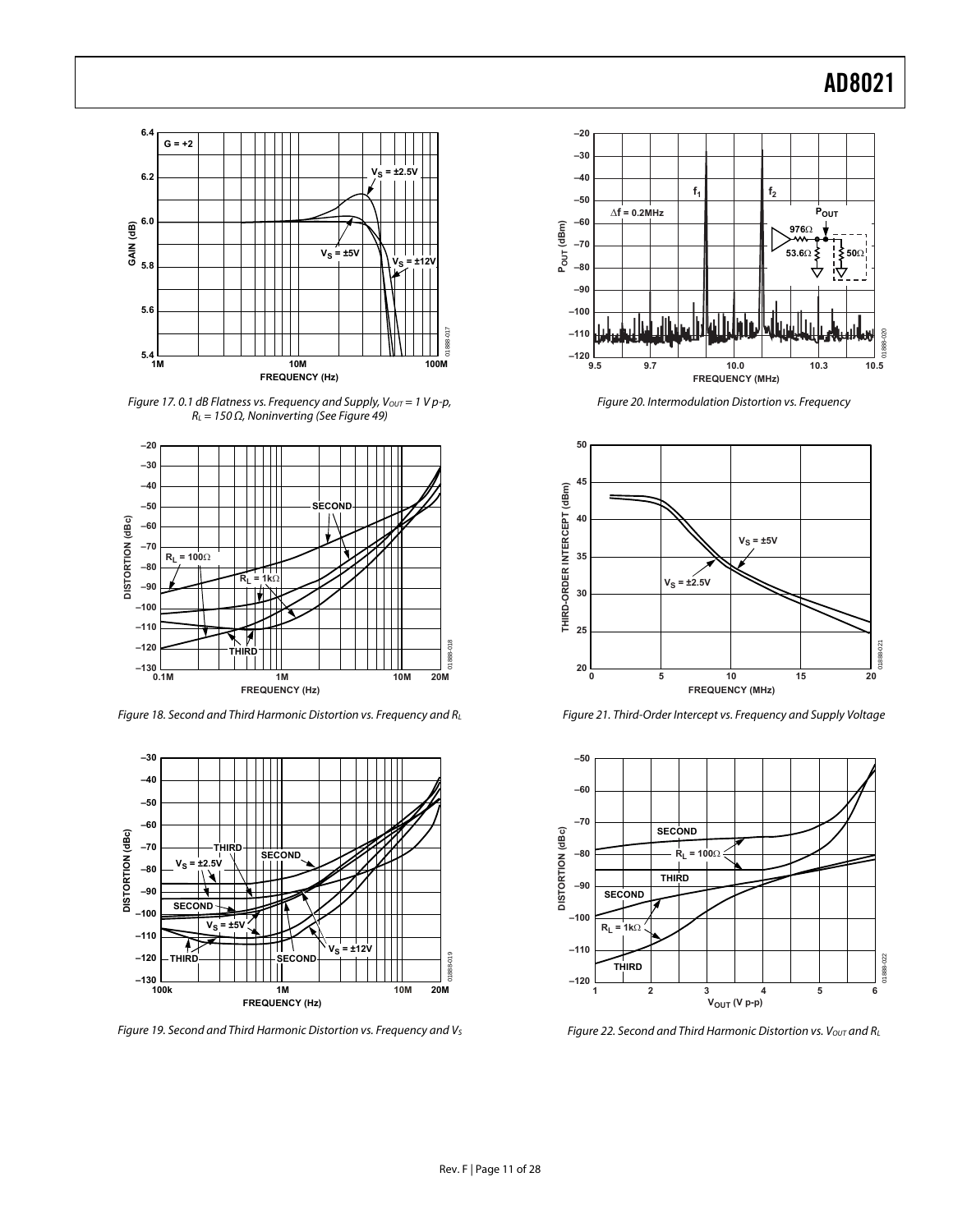Figure 17. 0.1 dB Flatness vs. Frequency and Supply, $V_{OUT}$ = 1 V p-p, $R_L$ = 150 Ω, Noninverting (See Figure 49)

Figure 18. Second and Third Harmonic Distortion vs. Frequency and $R_L$

Figure 19. Second and Third Harmonic Distortion vs. Frequency and $V_S$

Figure 20. Intermodulation Distortion vs. Frequency

Figure 21. Third-Order Intercept vs. Frequency and Supply Voltage

Figure 22. Second and Third Harmonic Distortion vs. $V_{OUT}$ and $R_L$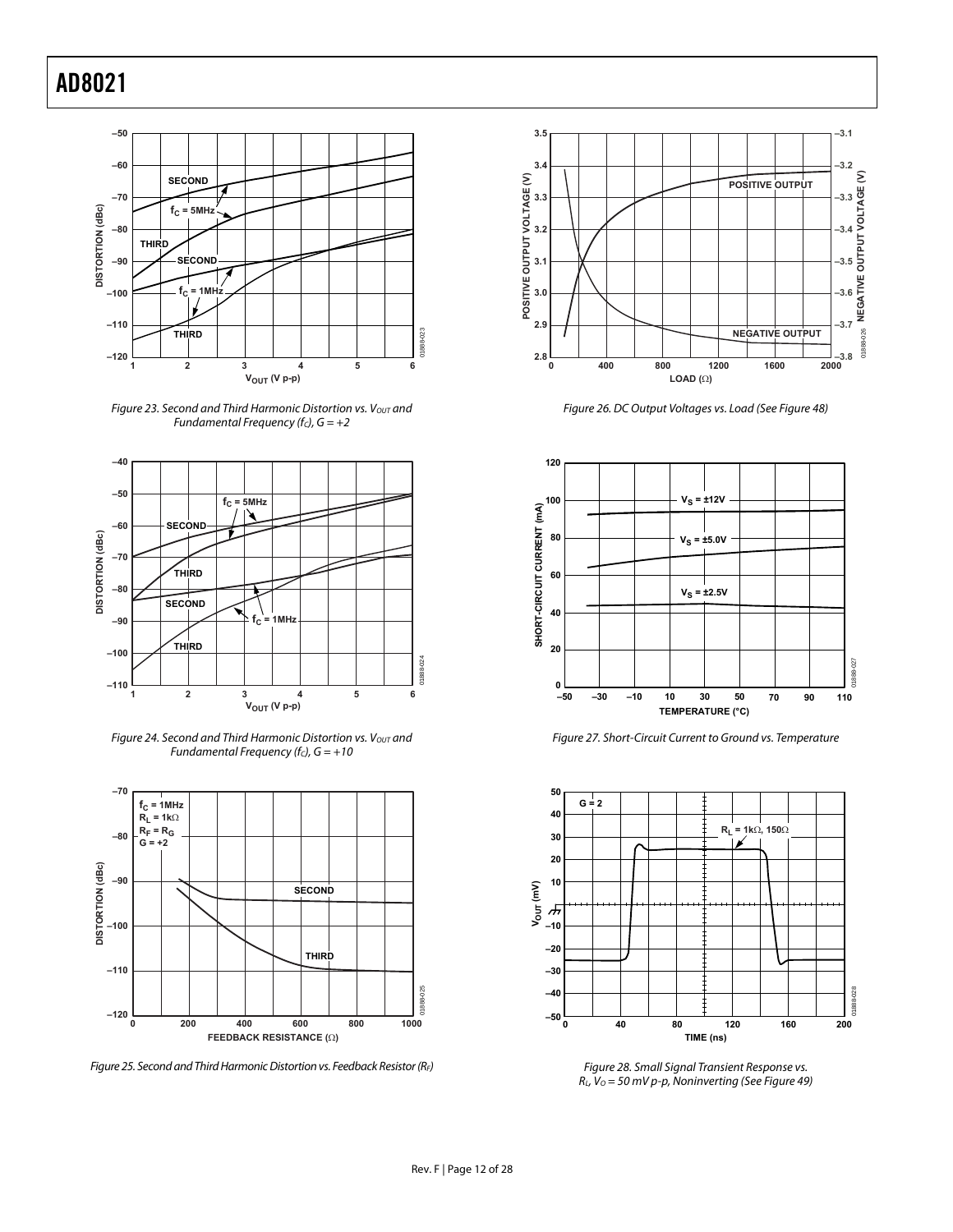Figure 23. Second and Third Harmonic Distortion vs. $V_{OUT}$ and Fundamental Frequency ($f_C$), G = +2

Figure 24. Second and Third Harmonic Distortion vs. $V_{OUT}$ and Fundamental Frequency ($f_C$), G = +10

Figure 25. Second and Third Harmonic Distortion vs. Feedback Resistor ($R_F$)

Figure 26. DC Output Voltages vs. Load (See Figure 48)

Figure 27. Short-Circuit Current to Ground vs. Temperature

Figure 28. Small Signal Transient Response vs. $R_L$, $V_O$ = 50 mV p-p, Noninverting (See Figure 49)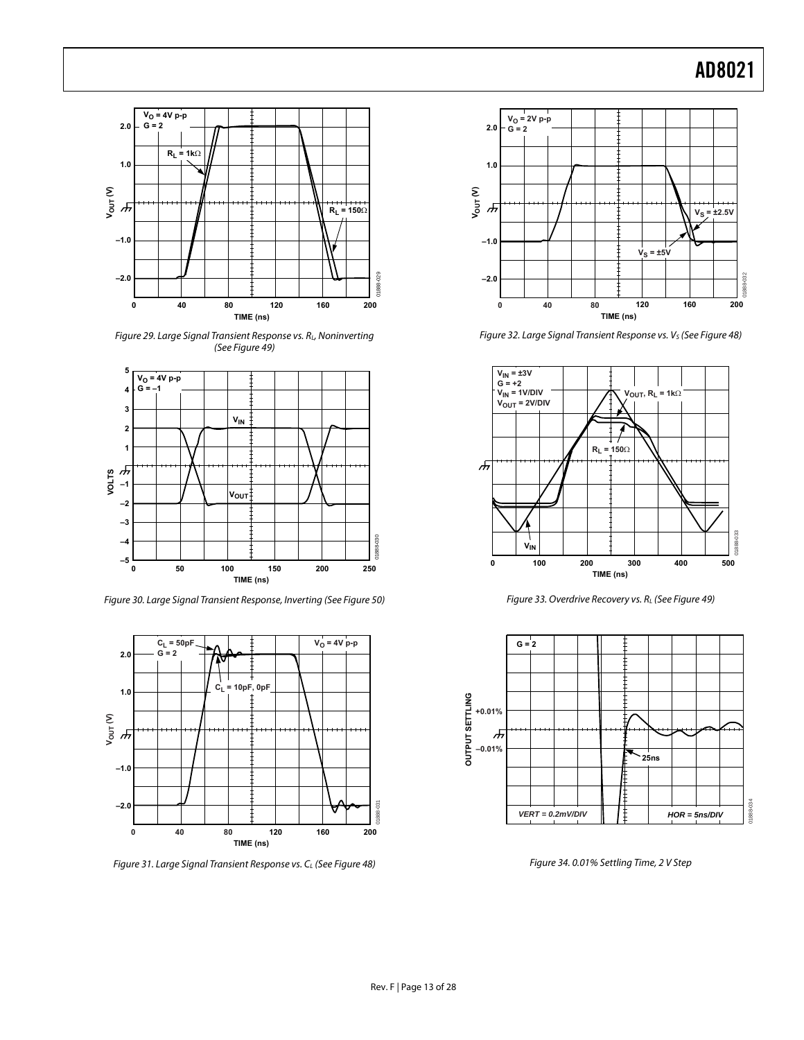Figure 29. Large Signal Transient Response vs. $R_L$, Noninverting (See Figure 49)

Figure 30. Large Signal Transient Response, Inverting (See Figure 50)

Figure 31. Large Signal Transient Response vs. $C_L$ (See Figure 48)

Figure 32. Large Signal Transient Response vs. $V_S$ (See Figure 48)

Figure 33. Overdrive Recovery vs. $R_L$ (See Figure 49)

Figure 34. 0.01% Settling Time, 2 V Step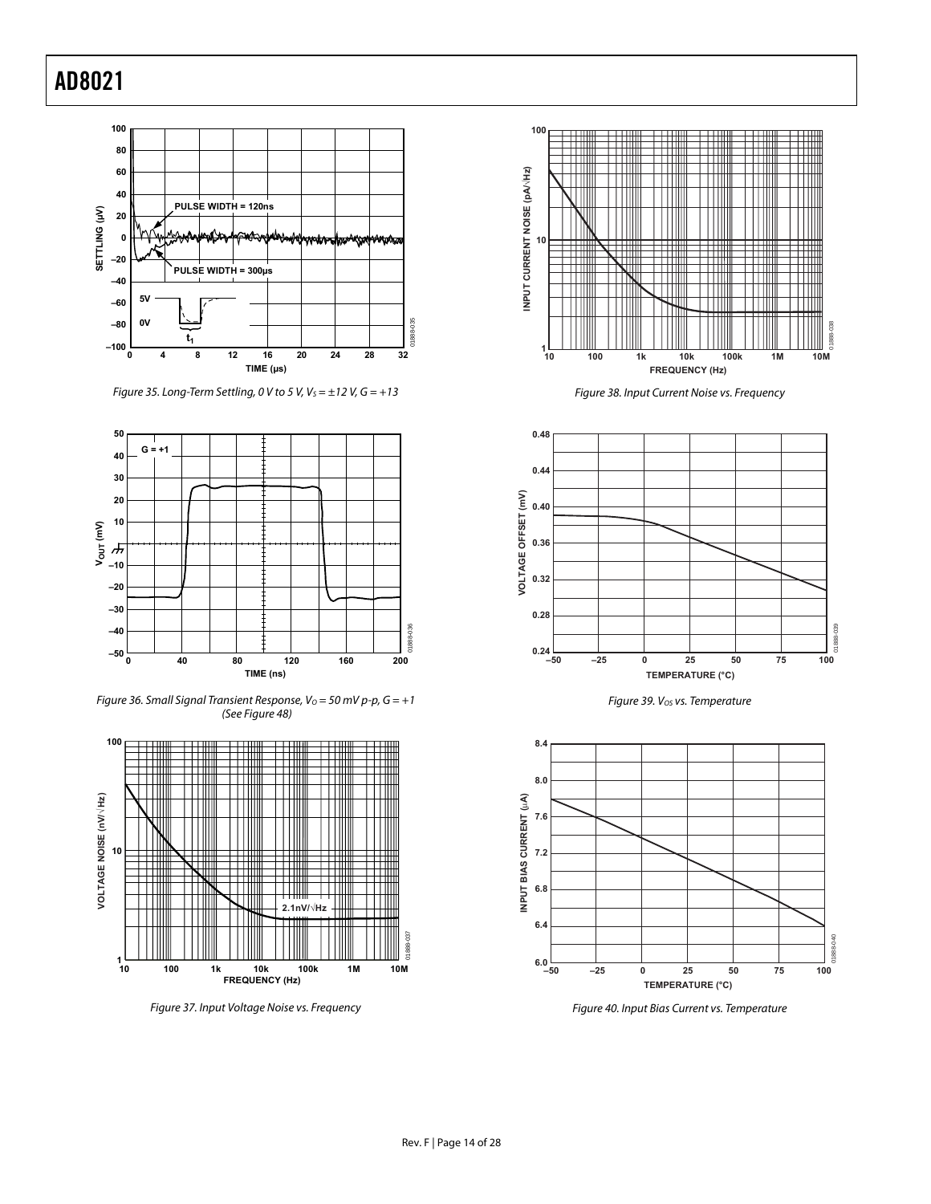Figure 35. Long-Term Settling, 0 V to 5 V, $V_S = \pm 12$ V, G = +13

Figure 36. Small Signal Transient Response, $V_O = 50$ mV p-p, G = +1 (See Figure 48)

Figure 37. Input Voltage Noise vs. Frequency

Figure 38. Input Current Noise vs. Frequency

Figure 39. $V_{OS}$ vs. Temperature

Figure 40. Input Bias Current vs. Temperature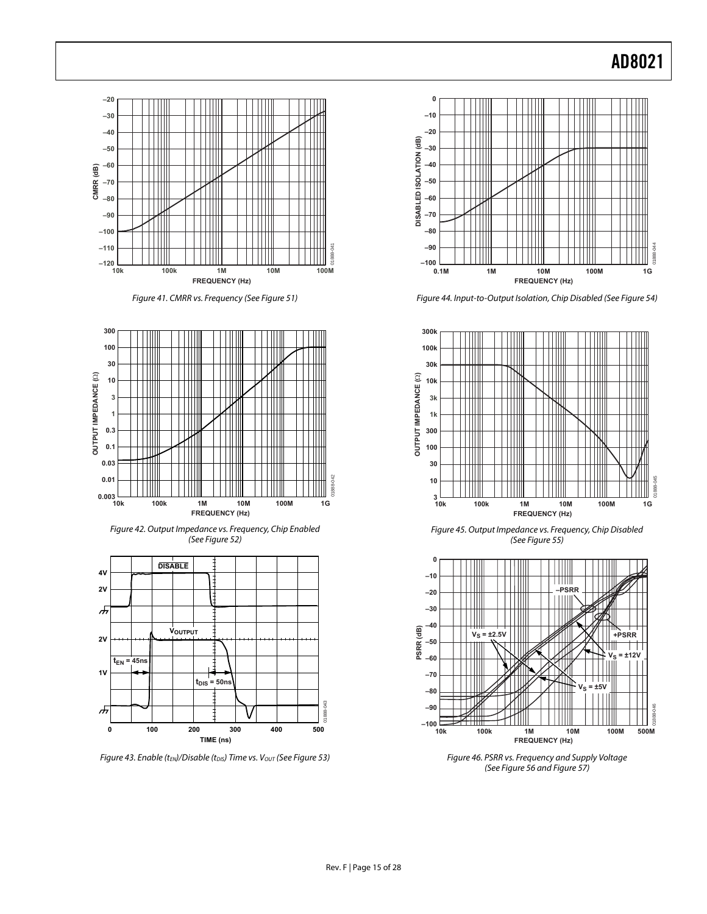Figure 41. CMRR vs. Frequency (See Figure 51)

Figure 42. Output Impedance vs. Frequency, Chip Enabled (See Figure 52)

Figure 43. Enable ($t_{EN}$)/Disable ($t_{DIS}$) Time vs. $V_{OUT}$ (See Figure 53)

Figure 44. Input-to-Output Isolation, Chip Disabled (See Figure 54)

Figure 45. Output Impedance vs. Frequency, Chip Disabled (See Figure 55)

Figure 46. PSRR vs. Frequency and Supply Voltage (See Figure 56 and Figure 57)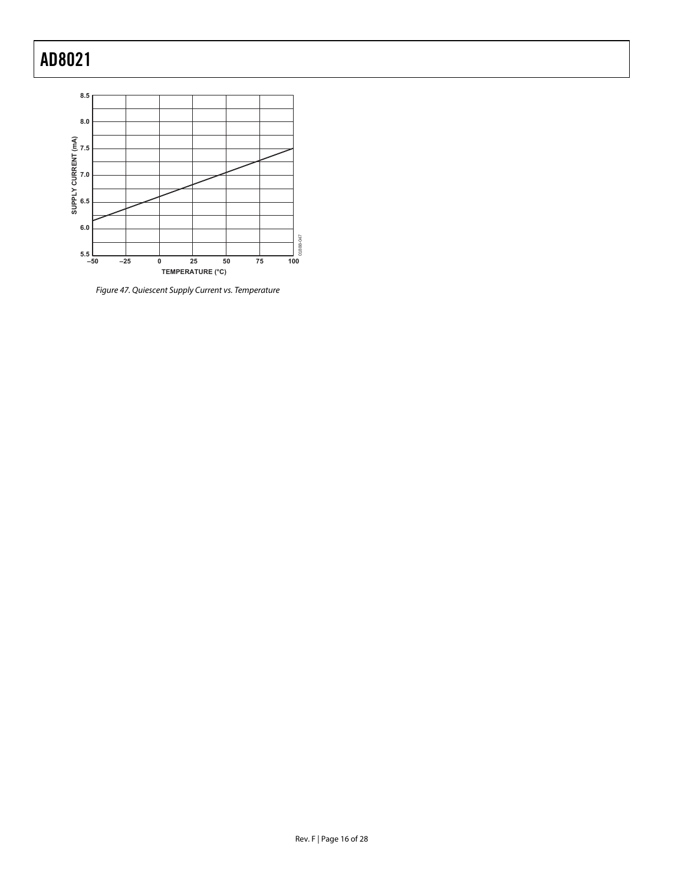Figure 47. Quiescent Supply Current vs. Temperature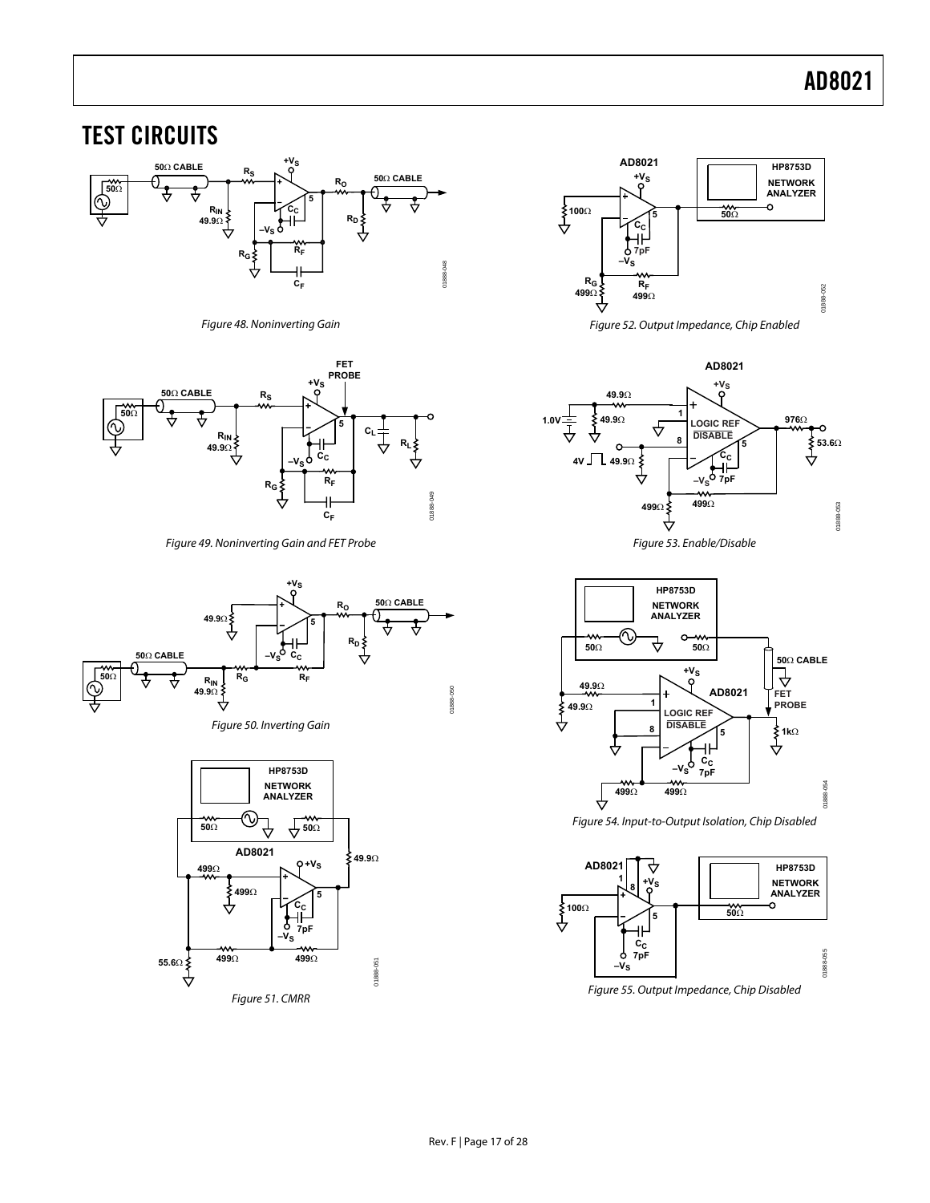## TEST CIRCUITS

Figure 48. Noninverting Gain

Figure 49. Noninverting Gain and FET Probe

Figure 50. Inverting Gain

Figure 51. CMRR

Figure 52. Output Impedance, Chip Enabled

Figure 53. Enable/Disable

Figure 54. Input-to-Output Isolation, Chip Disabled

Figure 55. Output Impedance, Chip Disabled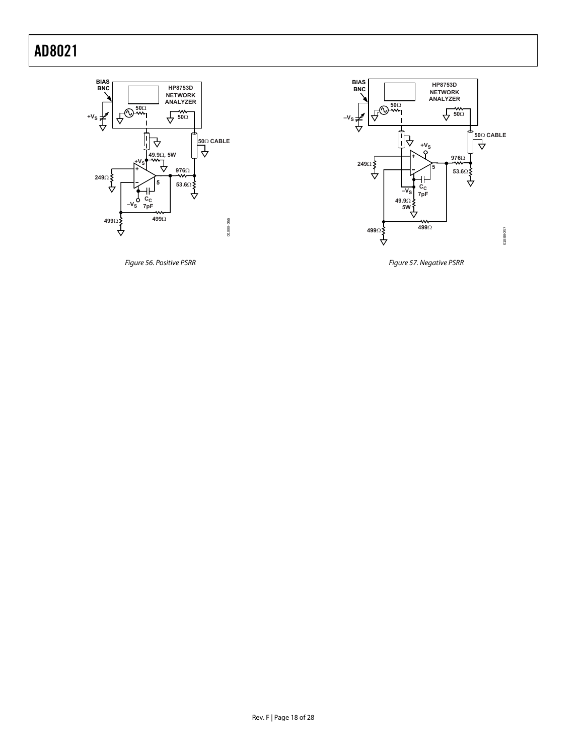Figure 56. Positive PSRR

Figure 57. Negative PSRR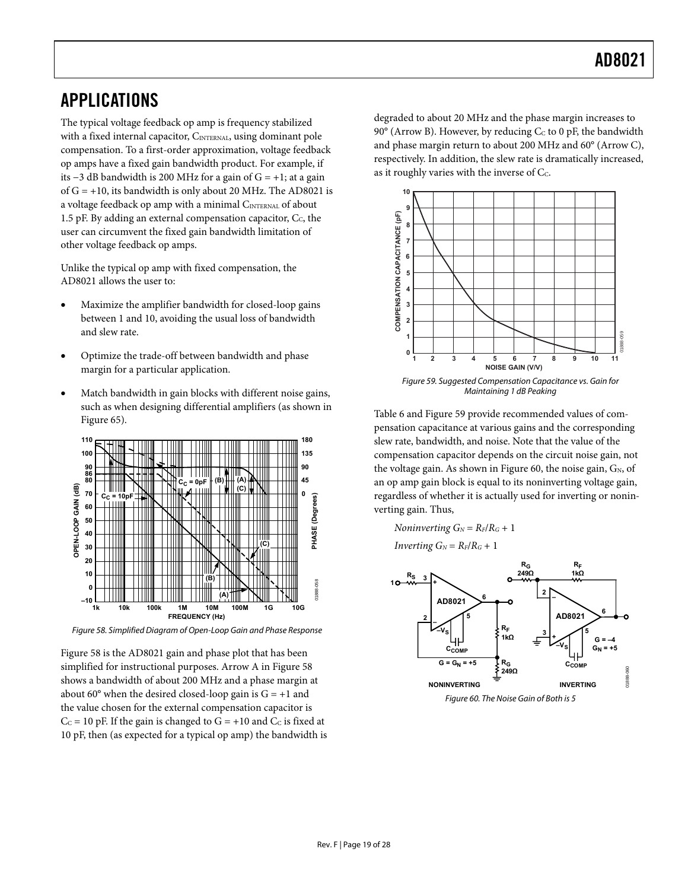## APPLICATIONS

The typical voltage feedback op amp is frequency stabilized with a fixed internal capacitor, $C_{INTERNAL}$, using dominant pole compensation. To a first-order approximation, voltage feedback op amps have a fixed gain bandwidth product. For example, if its −3 dB bandwidth is 200 MHz for a gain of G = +1; at a gain of G = +10, its bandwidth is only about 20 MHz. The AD8021 is a voltage feedback op amp with a minimal $C_{INTERNAL}$ of about 1.5 pF. By adding an external compensation capacitor, $C_C$, the user can circumvent the fixed gain bandwidth limitation of other voltage feedback op amps.

Unlike the typical op amp with fixed compensation, the AD8021 allows the user to:

- Maximize the amplifier bandwidth for closed-loop gains between 1 and 10, avoiding the usual loss of bandwidth and slew rate.
- Optimize the trade-off between bandwidth and phase margin for a particular application.
- Match bandwidth in gain blocks with different noise gains, such as when designing differential amplifiers (as shown in Figure 65).

Figure 58. Simplified Diagram of Open-Loop Gain and Phase Response

Figure 58 is the AD8021 gain and phase plot that has been simplified for instructional purposes. Arrow A in Figure 58 shows a bandwidth of about 200 MHz and a phase margin at about 60° when the desired closed-loop gain is G = +1 and the value chosen for the external compensation capacitor is $C_C$ = 10 pF. If the gain is changed to G = +10 and $C_C$ is fixed at 10 pF, then (as expected for a typical op amp) the bandwidth is degraded to about 20 MHz and the phase margin increases to 90° (Arrow B). However, by reducing $C_C$ to 0 pF, the bandwidth and phase margin return to about 200 MHz and 60° (Arrow C), respectively. In addition, the slew rate is dramatically increased, as it roughly varies with the inverse of $C_C$.

Figure 59. Suggested Compensation Capacitance vs. Gain for Maintaining 1 dB Peaking

Table 6 and Figure 59 provide recommended values of compensation capacitance at various gains and the corresponding slew rate, bandwidth, and noise. Note that the value of the compensation capacitor depends on the circuit noise gain, not the voltage gain. As shown in Figure 60, the noise gain, $G_N$, of an op amp gain block is equal to its noninverting voltage gain, regardless of whether it is actually used for inverting or noninverting gain. Thus,

*Noninverting* $G_N = R_F/R_G + 1$

*Inverting* $G_N = R_F/R_G + 1$

Figure 60. The Noise Gain of Both is 5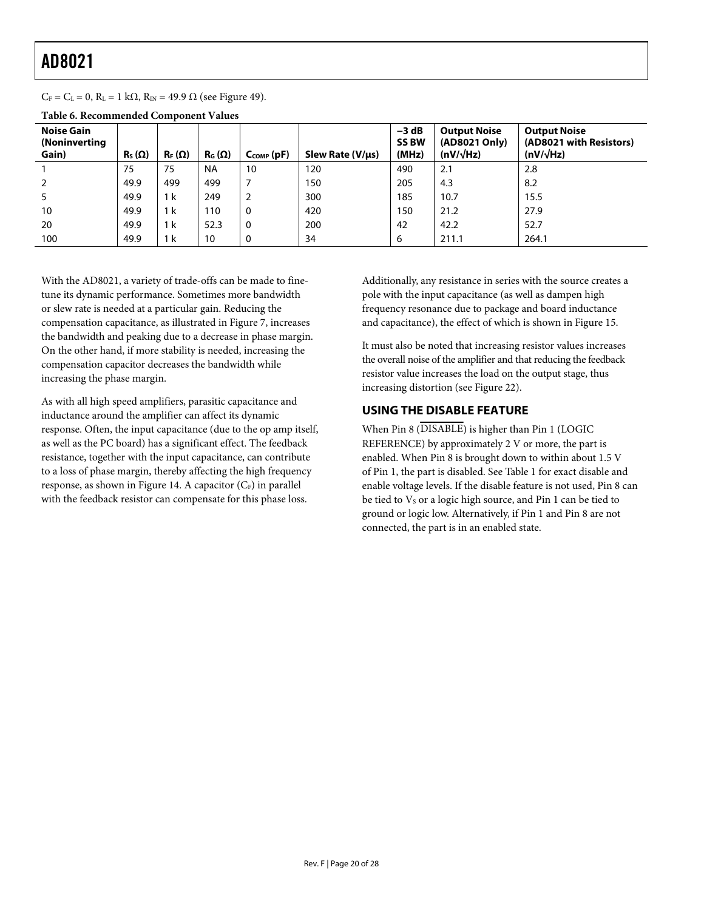$C_F = C_L = 0$, $R_L = 1\ k\Omega$, $R_{IN} = 49.9\ \Omega$ (see Figure 49).

**Table 6. Recommended Component Values**

| Noise Gain (Noninverting Gain) | $R_S$ (Ω) | $R_F$ (Ω) | $R_G$ (Ω) | $C_{COMP}$ (pF) | Slew Rate (V/μs) | −3 dB SS BW (MHz) | Output Noise (AD8021 Only) (nV/√Hz) | Output Noise (AD8021 with Resistors) (nV/√Hz) |
|---|---|---|---|---|---|---|---|---|
| 1 | 75 | 75 | NA | 10 | 120 | 490 | 2.1 | 2.8 |
| 2 | 49.9 | 499 | 499 | 7 | 150 | 205 | 4.3 | 8.2 |
| 5 | 49.9 | 1 k | 249 | 2 | 300 | 185 | 10.7 | 15.5 |
| 10 | 49.9 | 1 k | 110 | 0 | 420 | 150 | 21.2 | 27.9 |
| 20 | 49.9 | 1 k | 52.3 | 0 | 200 | 42 | 42.2 | 52.7 |
| 100 | 49.9 | 1 k | 10 | 0 | 34 | 6 | 211.1 | 264.1 |

With the AD8021, a variety of trade-offs can be made to fine-tune its dynamic performance. Sometimes more bandwidth or slew rate is needed at a particular gain. Reducing the compensation capacitance, as illustrated in Figure 7, increases the bandwidth and peaking due to a decrease in phase margin. On the other hand, if more stability is needed, increasing the compensation capacitor decreases the bandwidth while increasing the phase margin.

As with all high speed amplifiers, parasitic capacitance and inductance around the amplifier can affect its dynamic response. Often, the input capacitance (due to the op amp itself, as well as the PC board) has a significant effect. The feedback resistance, together with the input capacitance, can contribute to a loss of phase margin, thereby affecting the high frequency response, as shown in Figure 14. A capacitor ($C_F$) in parallel with the feedback resistor can compensate for this phase loss.

Additionally, any resistance in series with the source creates a pole with the input capacitance (as well as dampen high frequency resonance due to package and board inductance and capacitance), the effect of which is shown in Figure 15.

It must also be noted that increasing resistor values increases the overall noise of the amplifier and that reducing the feedback resistor value increases the load on the output stage, thus increasing distortion (see Figure 22).

## USING THE DISABLE FEATURE

When Pin 8 ($\overline{\text{DISABLE}}$) is higher than Pin 1 (LOGIC REFERENCE) by approximately 2 V or more, the part is enabled. When Pin 8 is brought down to within about 1.5 V of Pin 1, the part is disabled. See Table 1 for exact disable and enable voltage levels. If the disable feature is not used, Pin 8 can be tied to $V_S$ or a logic high source, and Pin 1 can be tied to ground or logic low. Alternatively, if Pin 1 and Pin 8 are not connected, the part is in an enabled state.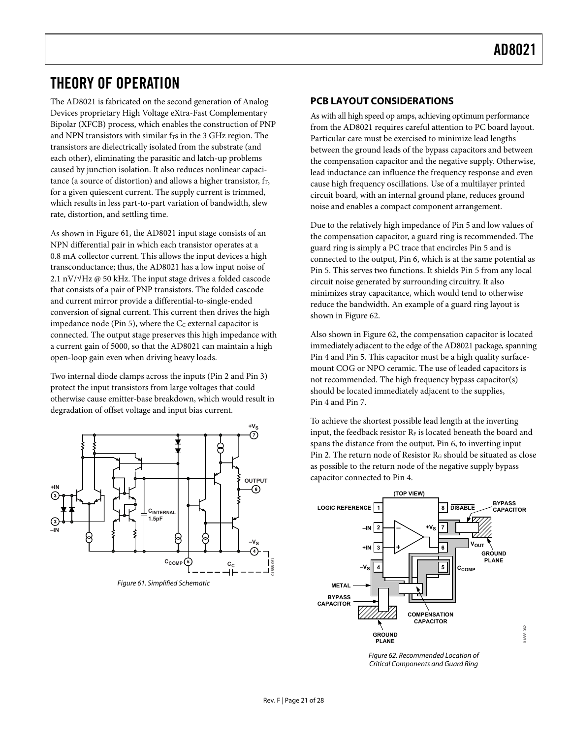# THEORY OF OPERATION

The AD8021 is fabricated on the second generation of Analog Devices proprietary High Voltage eXtra-Fast Complementary Bipolar (XFCB) process, which enables the construction of PNP and NPN transistors with similar $f_T$s in the 3 GHz region. The transistors are dielectrically isolated from the substrate (and each other), eliminating the parasitic and latch-up problems caused by junction isolation. It also reduces nonlinear capacitance (a source of distortion) and allows a higher transistor, $f_T$, for a given quiescent current. The supply current is trimmed, which results in less part-to-part variation of bandwidth, slew rate, distortion, and settling time.

As shown in Figure 61, the AD8021 input stage consists of an NPN differential pair in which each transistor operates at a 0.8 mA collector current. This allows the input devices a high transconductance; thus, the AD8021 has a low input noise of 2.1 nV/√Hz @ 50 kHz. The input stage drives a folded cascode that consists of a pair of PNP transistors. The folded cascode and current mirror provide a differential-to-single-ended conversion of signal current. This current then drives the high impedance node (Pin 5), where the $C_C$ external capacitor is connected. The output stage preserves this high impedance with a current gain of 5000, so that the AD8021 can maintain a high open-loop gain even when driving heavy loads.

Two internal diode clamps across the inputs (Pin 2 and Pin 3) protect the input transistors from large voltages that could otherwise cause emitter-base breakdown, which would result in degradation of offset voltage and input bias current.

*Figure 61. Simplified Schematic*

## PCB LAYOUT CONSIDERATIONS

As with all high speed op amps, achieving optimum performance from the AD8021 requires careful attention to PC board layout. Particular care must be exercised to minimize lead lengths between the ground leads of the bypass capacitors and between the compensation capacitor and the negative supply. Otherwise, lead inductance can influence the frequency response and even cause high frequency oscillations. Use of a multilayer printed circuit board, with an internal ground plane, reduces ground noise and enables a compact component arrangement.

Due to the relatively high impedance of Pin 5 and low values of the compensation capacitor, a guard ring is recommended. The guard ring is simply a PC trace that encircles Pin 5 and is connected to the output, Pin 6, which is at the same potential as Pin 5. This serves two functions. It shields Pin 5 from any local circuit noise generated by surrounding circuitry. It also minimizes stray capacitance, which would tend to otherwise reduce the bandwidth. An example of a guard ring layout is shown in Figure 62.

Also shown in Figure 62, the compensation capacitor is located immediately adjacent to the edge of the AD8021 package, spanning Pin 4 and Pin 5. This capacitor must be a high quality surface-mount COG or NPO ceramic. The use of leaded capacitors is not recommended. The high frequency bypass capacitor(s) should be located immediately adjacent to the supplies, Pin 4 and Pin 7.

To achieve the shortest possible lead length at the inverting input, the feedback resistor $R_F$ is located beneath the board and spans the distance from the output, Pin 6, to inverting input Pin 2. The return node of Resistor $R_G$ should be situated as close as possible to the return node of the negative supply bypass capacitor connected to Pin 4.

*Figure 62. Recommended Location of Critical Components and Guard Ring*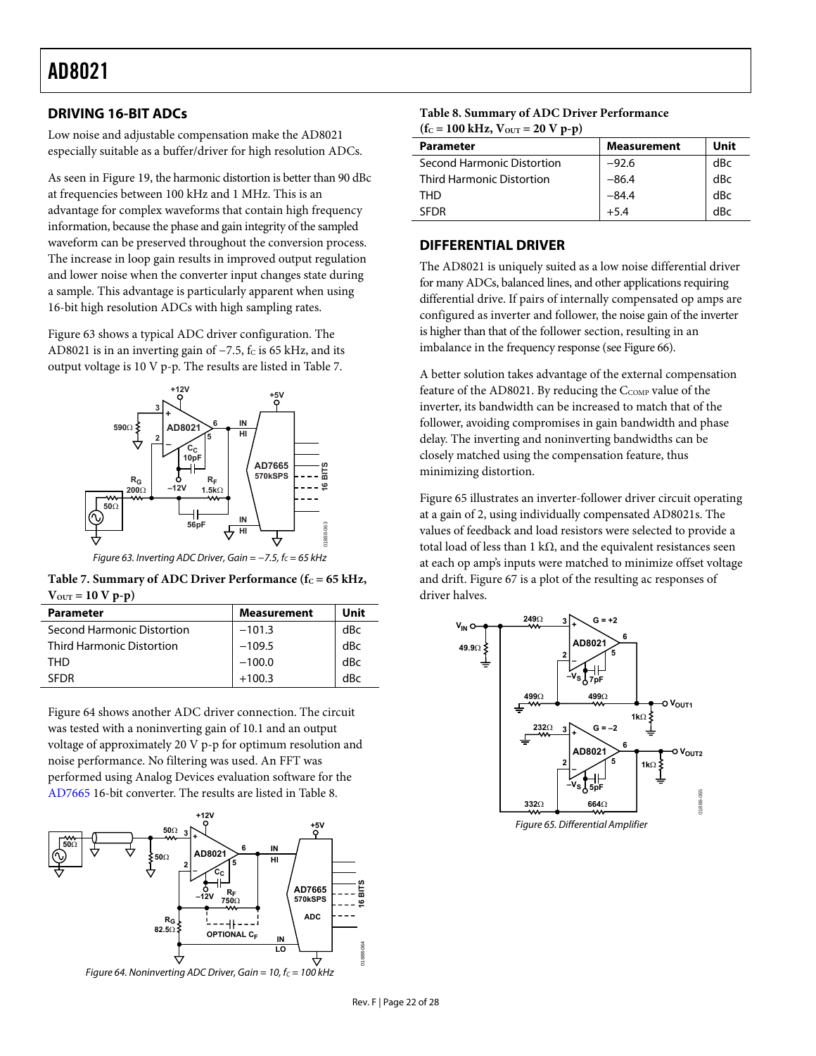## DRIVING 16-BIT ADCs

Low noise and adjustable compensation make the AD8021 especially suitable as a buffer/driver for high resolution ADCs.

As seen in Figure 19, the harmonic distortion is better than 90 dBc at frequencies between 100 kHz and 1 MHz. This is an advantage for complex waveforms that contain high frequency information, because the phase and gain integrity of the sampled waveform can be preserved throughout the conversion process. The increase in loop gain results in improved output regulation and lower noise when the converter input changes state during a sample. This advantage is particularly apparent when using 16-bit high resolution ADCs with high sampling rates.

Figure 63 shows a typical ADC driver configuration. The AD8021 is in an inverting gain of −7.5, $f_C$ is 65 kHz, and its output voltage is 10 V p-p. The results are listed in Table 7.

*Figure 63. Inverting ADC Driver, Gain = −7.5, $f_C$ = 65 kHz*

**Table 7. Summary of ADC Driver Performance ($f_C$ = 65 kHz, $V_{OUT}$ = 10 V p-p)**

| Parameter | Measurement | Unit |
|---|---|---|
| Second Harmonic Distortion | −101.3 | dBc |
| Third Harmonic Distortion | −109.5 | dBc |
| THD | −100.0 | dBc |
| SFDR | +100.3 | dBc |

Figure 64 shows another ADC driver connection. The circuit was tested with a noninverting gain of 10.1 and an output voltage of approximately 20 V p-p for optimum resolution and noise performance. No filtering was used. An FFT was performed using Analog Devices evaluation software for the AD7665 16-bit converter. The results are listed in Table 8.

*Figure 64. Noninverting ADC Driver, Gain = 10, $f_C$ = 100 kHz*

**Table 8. Summary of ADC Driver Performance ($f_C$ = 100 kHz, $V_{OUT}$ = 20 V p-p)**

| Parameter | Measurement | Unit |
|---|---|---|
| Second Harmonic Distortion | −92.6 | dBc |
| Third Harmonic Distortion | −86.4 | dBc |
| THD | −84.4 | dBc |
| SFDR | +5.4 | dBc |

## DIFFERENTIAL DRIVER

The AD8021 is uniquely suited as a low noise differential driver for many ADCs, balanced lines, and other applications requiring differential drive. If pairs of internally compensated op amps are configured as inverter and follower, the noise gain of the inverter is higher than that of the follower section, resulting in an imbalance in the frequency response (see Figure 66).

A better solution takes advantage of the external compensation feature of the AD8021. By reducing the $C_{COMP}$ value of the inverter, its bandwidth can be increased to match that of the follower, avoiding compromises in gain bandwidth and phase delay. The inverting and noninverting bandwidths can be closely matched using the compensation feature, thus minimizing distortion.

Figure 65 illustrates an inverter-follower driver circuit operating at a gain of 2, using individually compensated AD8021s. The values of feedback and load resistors were selected to provide a total load of less than 1 kΩ, and the equivalent resistances seen at each op amp's inputs were matched to minimize offset voltage and drift. Figure 67 is a plot of the resulting ac responses of driver halves.

*Figure 65. Differential Amplifier*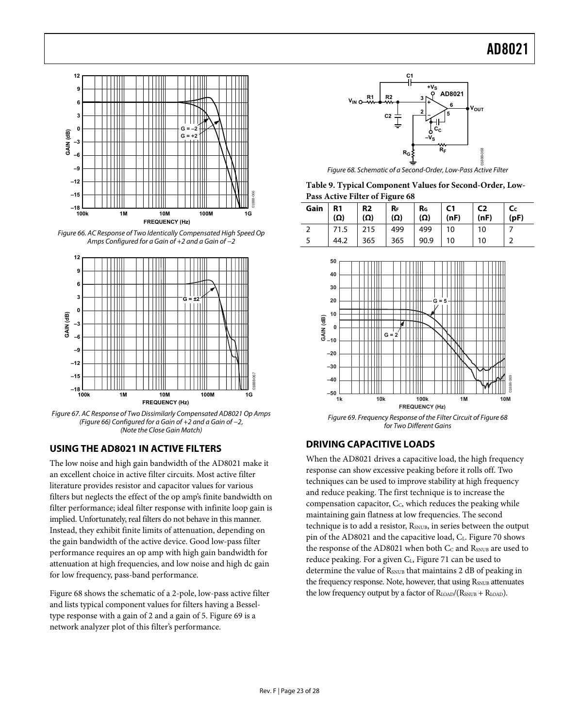Figure 66. AC Response of Two Identically Compensated High Speed Op Amps Configured for a Gain of +2 and a Gain of −2

Figure 67. AC Response of Two Dissimilarly Compensated AD8021 Op Amps (Figure 66) Configured for a Gain of +2 and a Gain of −2, (Note the Close Gain Match)

## USING THE AD8021 IN ACTIVE FILTERS

The low noise and high gain bandwidth of the AD8021 make it an excellent choice in active filter circuits. Most active filter literature provides resistor and capacitor values for various filters but neglects the effect of the op amp's finite bandwidth on filter performance; ideal filter response with infinite loop gain is implied. Unfortunately, real filters do not behave in this manner. Instead, they exhibit finite limits of attenuation, depending on the gain bandwidth of the active device. Good low-pass filter performance requires an op amp with high gain bandwidth for attenuation at high frequencies, and low noise and high dc gain for low frequency, pass-band performance.

Figure 68 shows the schematic of a 2-pole, low-pass active filter and lists typical component values for filters having a Bessel-type response with a gain of 2 and a gain of 5. Figure 69 is a network analyzer plot of this filter's performance.

Figure 68. Schematic of a Second-Order, Low-Pass Active Filter

**Table 9. Typical Component Values for Second-Order, Low-Pass Active Filter of Figure 68**

| Gain | R1 (Ω) | R2 (Ω) | $R_F$ (Ω) | $R_G$ (Ω) | C1 (nF) | C2 (nF) | $C_C$ (pF) |
|---|---|---|---|---|---|---|---|
| 2 | 71.5 | 215 | 499 | 499 | 10 | 10 | 7 |
| 5 | 44.2 | 365 | 365 | 90.9 | 10 | 10 | 2 |

Figure 69. Frequency Response of the Filter Circuit of Figure 68 for Two Different Gains

## DRIVING CAPACITIVE LOADS

When the AD8021 drives a capacitive load, the high frequency response can show excessive peaking before it rolls off. Two techniques can be used to improve stability at high frequency and reduce peaking. The first technique is to increase the compensation capacitor, $C_C$, which reduces the peaking while maintaining gain flatness at low frequencies. The second technique is to add a resistor, $R_{SNUB}$, in series between the output pin of the AD8021 and the capacitive load, $C_L$. Figure 70 shows the response of the AD8021 when both $C_C$ and $R_{SNUB}$ are used to reduce peaking. For a given $C_L$, Figure 71 can be used to determine the value of $R_{SNUB}$ that maintains 2 dB of peaking in the frequency response. Note, however, that using $R_{SNUB}$ attenuates the low frequency output by a factor of $R_{LOAD}/(R_{SNUB} + R_{LOAD})$.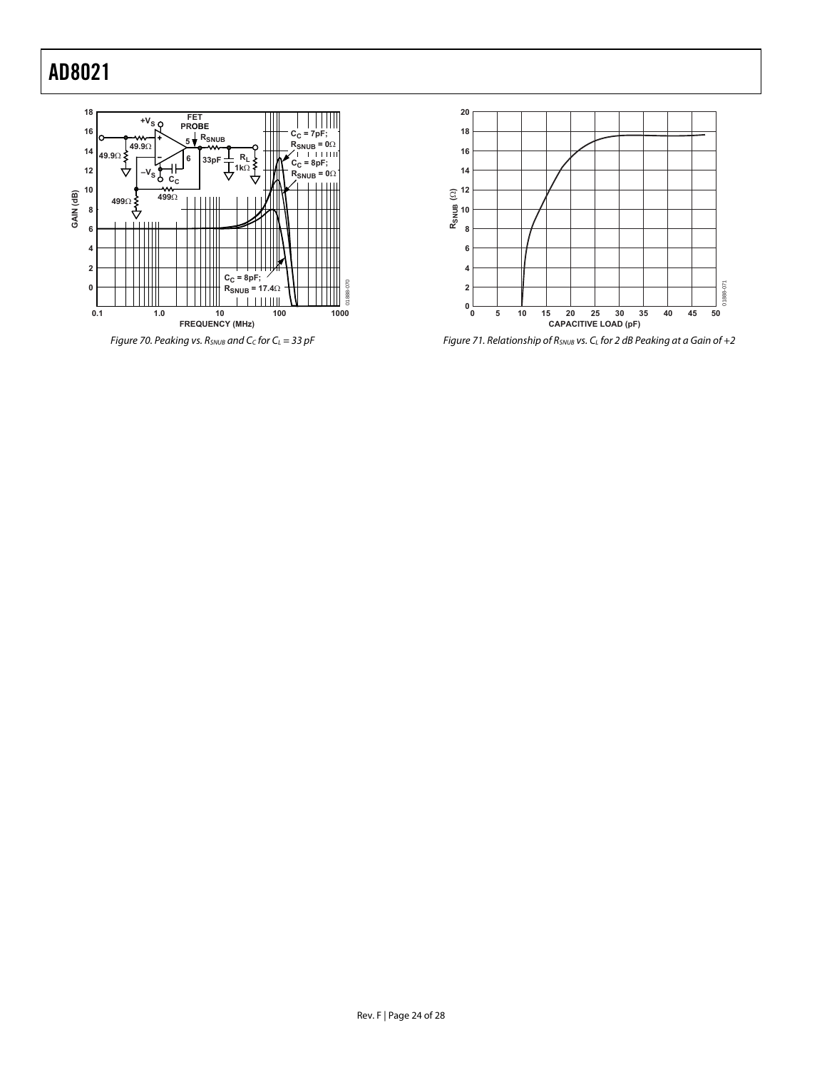Figure 70. Peaking vs. $R_{SNUB}$ and $C_C$ for $C_L$ = 33 pF

Figure 71. Relationship of $R_{SNUB}$ vs. $C_L$ for 2 dB Peaking at a Gain of +2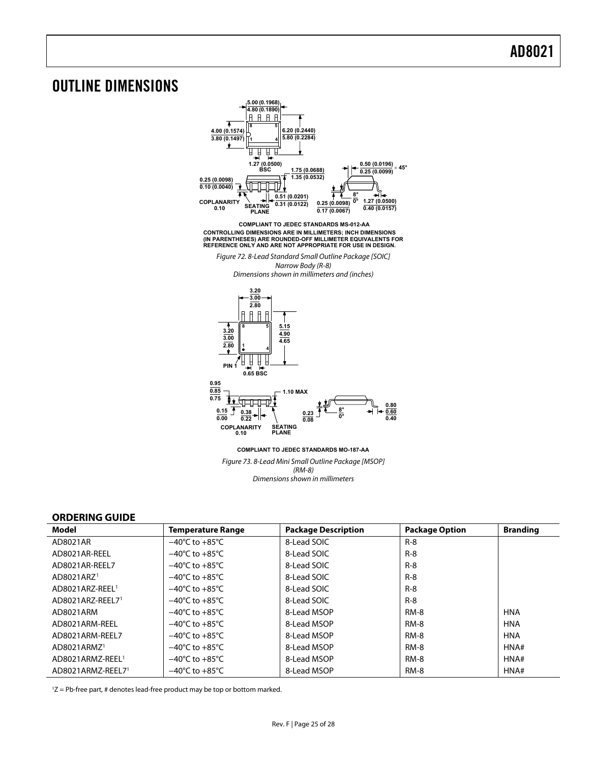# OUTLINE DIMENSIONS

COMPLIANT TO JEDEC STANDARDS MS-012-AA

CONTROLLING DIMENSIONS ARE IN MILLIMETERS; INCH DIMENSIONS (IN PARENTHESES) ARE ROUNDED-OFF MILLIMETER EQUIVALENTS FOR REFERENCE ONLY AND ARE NOT APPROPRIATE FOR USE IN DESIGN.

*Figure 72. 8-Lead Standard Small Outline Package [SOIC] Narrow Body (R-8) Dimensions shown in millimeters and (inches)*

COMPLIANT TO JEDEC STANDARDS MO-187-AA

*Figure 73. 8-Lead Mini Small Outline Package [MSOP] (RM-8) Dimensions shown in millimeters*

## ORDERING GUIDE

| Model | Temperature Range | Package Description | Package Option | Branding |
|---|---|---|---|---|
| AD8021AR | −40°C to +85°C | 8-Lead SOIC | R-8 | |
| AD8021AR-REEL | −40°C to +85°C | 8-Lead SOIC | R-8 | |
| AD8021AR-REEL7 | −40°C to +85°C | 8-Lead SOIC | R-8 | |
| AD8021ARZ[1] | −40°C to +85°C | 8-Lead SOIC | R-8 | |
| AD8021ARZ-REEL[1] | −40°C to +85°C | 8-Lead SOIC | R-8 | |
| AD8021ARZ-REEL7[1] | −40°C to +85°C | 8-Lead SOIC | R-8 | |
| AD8021ARM | −40°C to +85°C | 8-Lead MSOP | RM-8 | HNA |
| AD8021ARM-REEL | −40°C to +85°C | 8-Lead MSOP | RM-8 | HNA |
| AD8021ARM-REEL7 | −40°C to +85°C | 8-Lead MSOP | RM-8 | HNA |
| AD8021ARMZ[1] | −40°C to +85°C | 8-Lead MSOP | RM-8 | HNA# |
| AD8021ARMZ-REEL[1] | −40°C to +85°C | 8-Lead MSOP | RM-8 | HNA# |
| AD8021ARMZ-REEL7[1] | −40°C to +85°C | 8-Lead MSOP | RM-8 | HNA# |

[1] Z = Pb-free part, # denotes lead-free product may be top or bottom marked.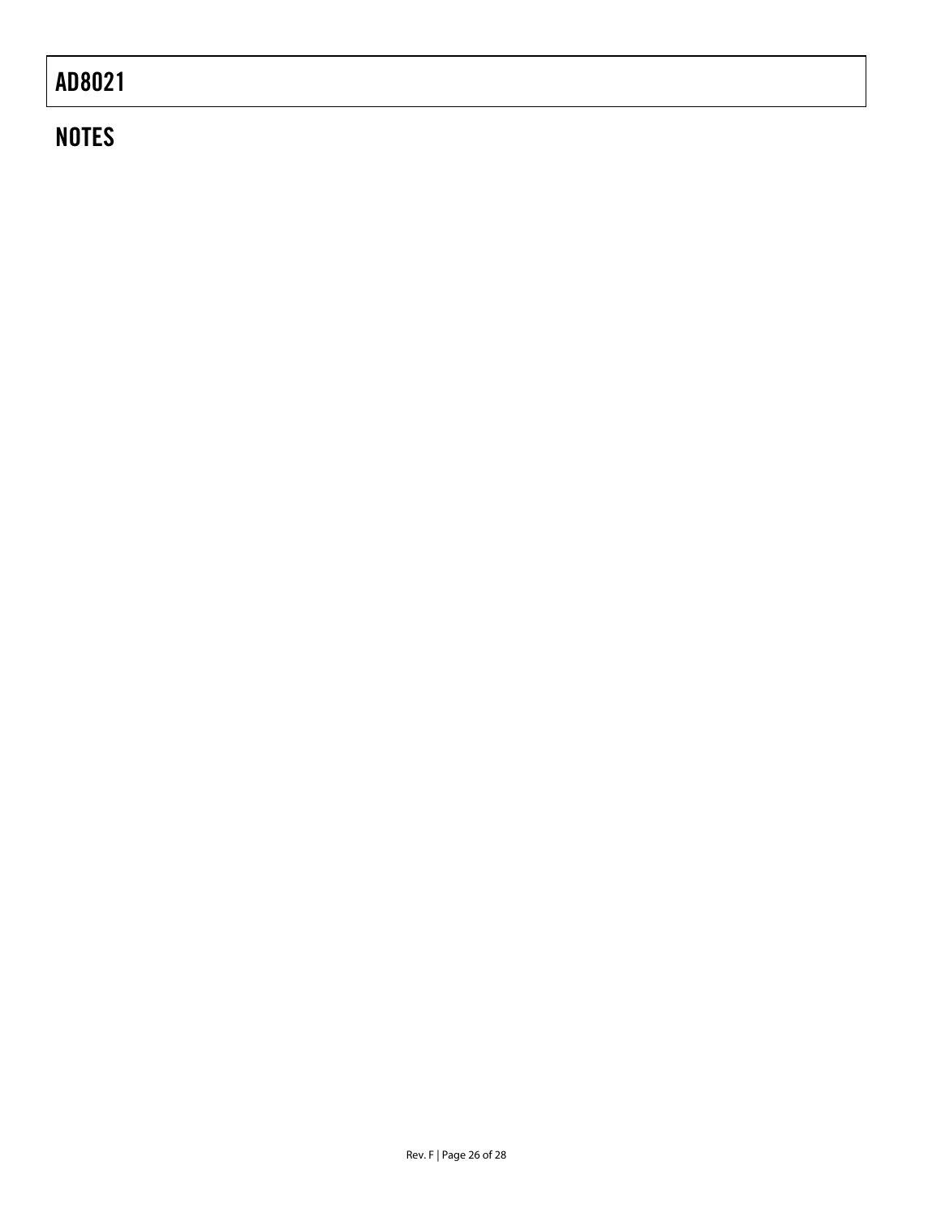## NOTES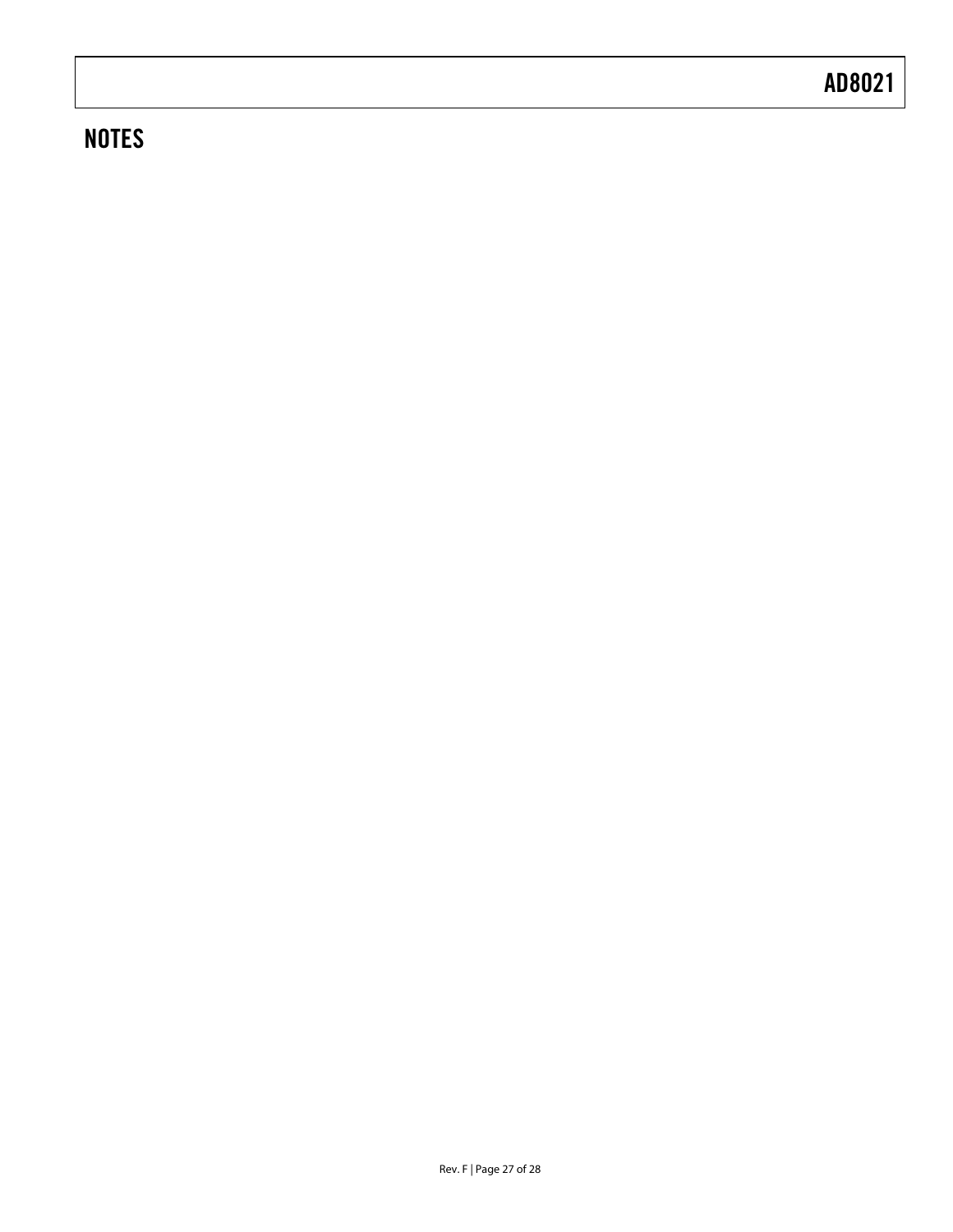## NOTES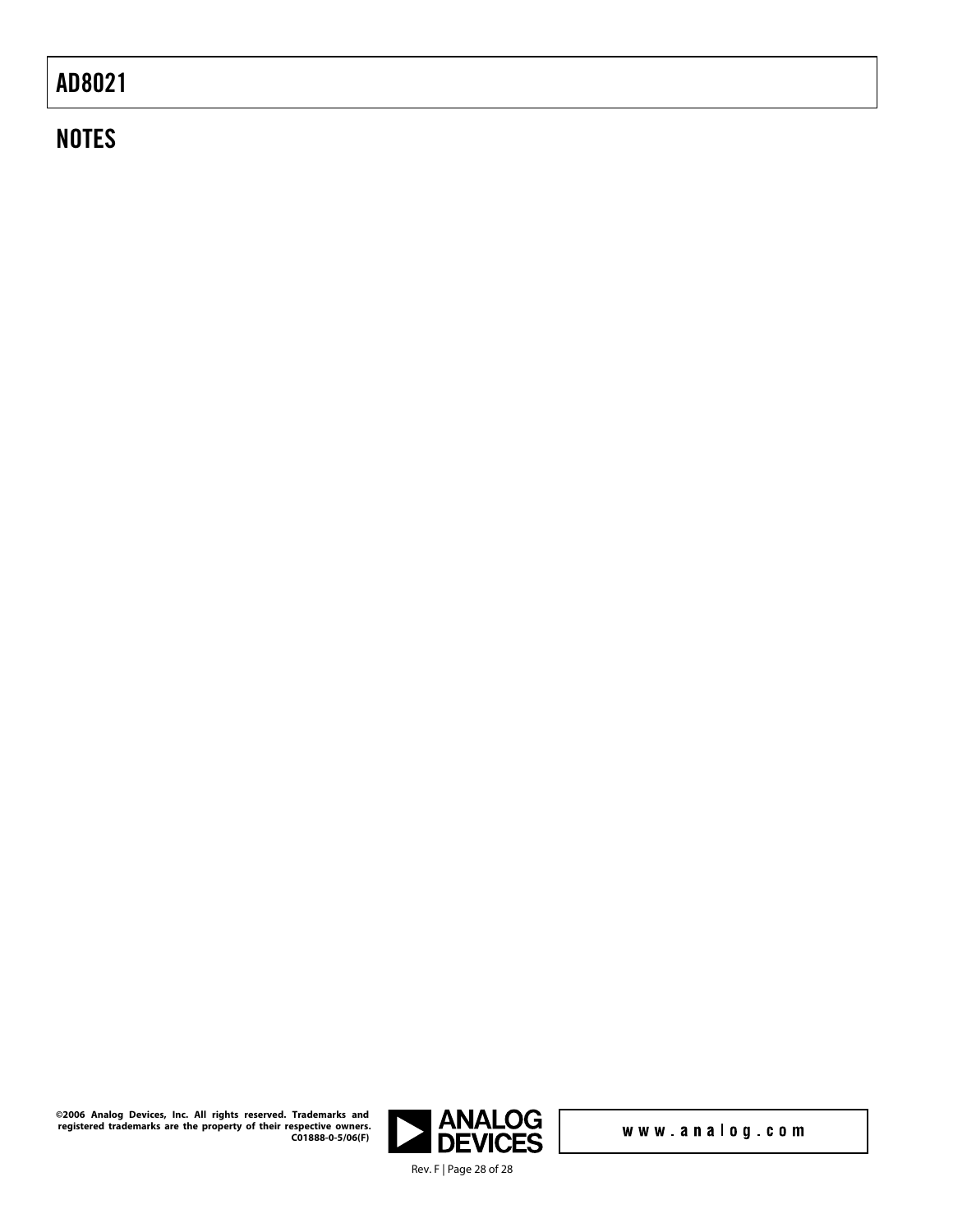## NOTES

©2006 Analog Devices, Inc. All rights reserved. Trademarks and registered trademarks are the property of their respective owners. C01888-0-5/06(F)

www.analog.com